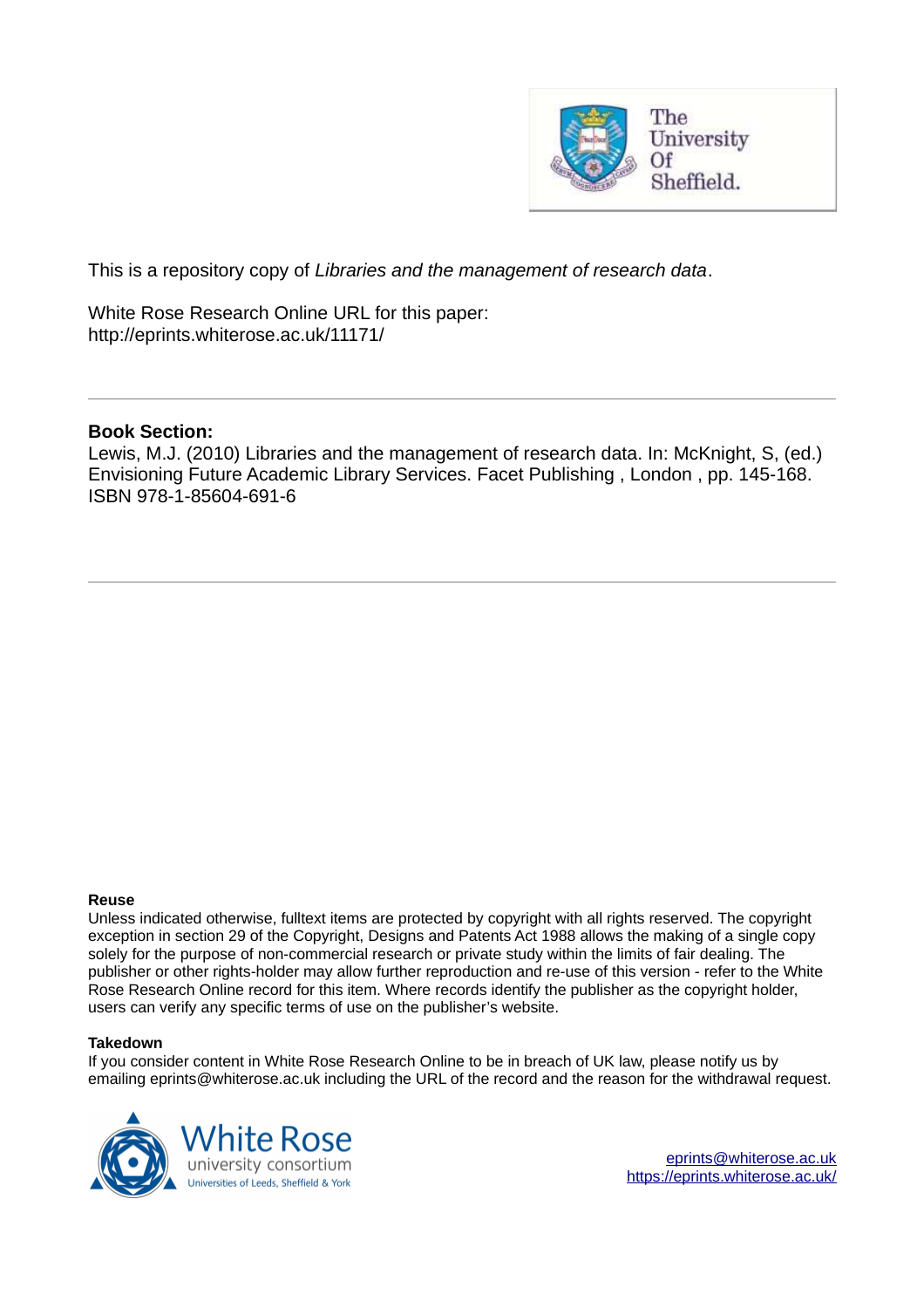This is a repository copy of *Libraries and the management of research data*.

White Rose Research Online URL for this paper:
http://eprints.whiterose.ac.uk/11171/

---

**Book Section:**

Lewis, M.J. (2010) Libraries and the management of research data. In: McKnight, S, (ed.) Envisioning Future Academic Library Services. Facet Publishing , London , pp. 145-168. ISBN 978-1-85604-691-6

---

**Reuse**

Unless indicated otherwise, fulltext items are protected by copyright with all rights reserved. The copyright exception in section 29 of the Copyright, Designs and Patents Act 1988 allows the making of a single copy solely for the purpose of non-commercial research or private study within the limits of fair dealing. The publisher or other rights-holder may allow further reproduction and re-use of this version - refer to the White Rose Research Online record for this item. Where records identify the publisher as the copyright holder, users can verify any specific terms of use on the publisher's website.

**Takedown**

If you consider content in White Rose Research Online to be in breach of UK law, please notify us by emailing eprints@whiterose.ac.uk including the URL of the record and the reason for the withdrawal request.

eprints@whiterose.ac.uk
https://eprints.whiterose.ac.uk/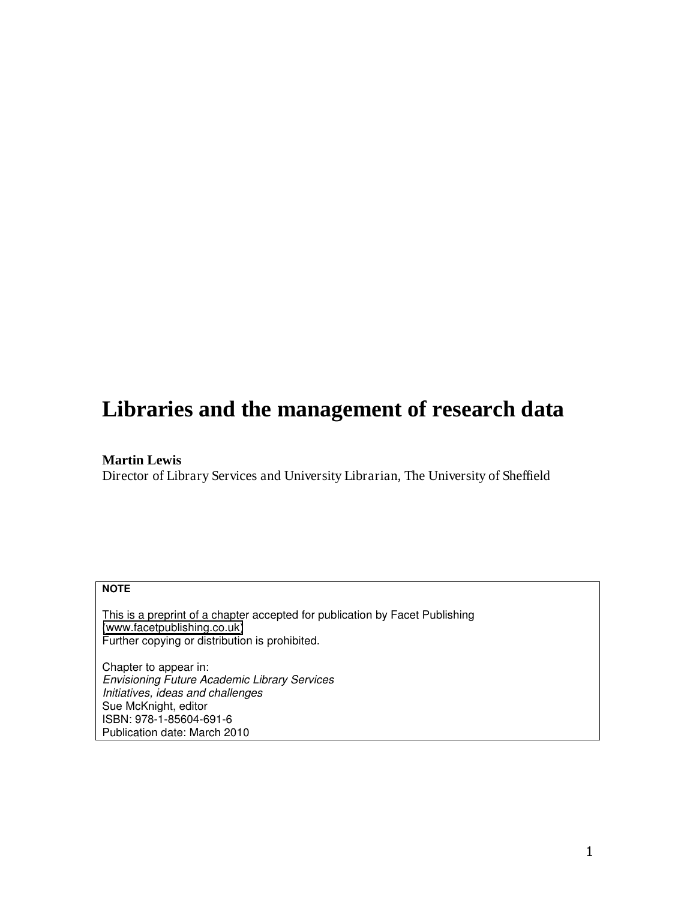# Libraries and the management of research data

**Martin Lewis**
Director of Library Services and University Librarian, The University of Sheffield

**NOTE**

This is a preprint of a chapter accepted for publication by Facet Publishing (www.facetpublishing.co.uk)
Further copying or distribution is prohibited.

Chapter to appear in:
*Envisioning Future Academic Library Services*
*Initiatives, ideas and challenges*
Sue McKnight, editor
ISBN: 978-1-85604-691-6
Publication date: March 2010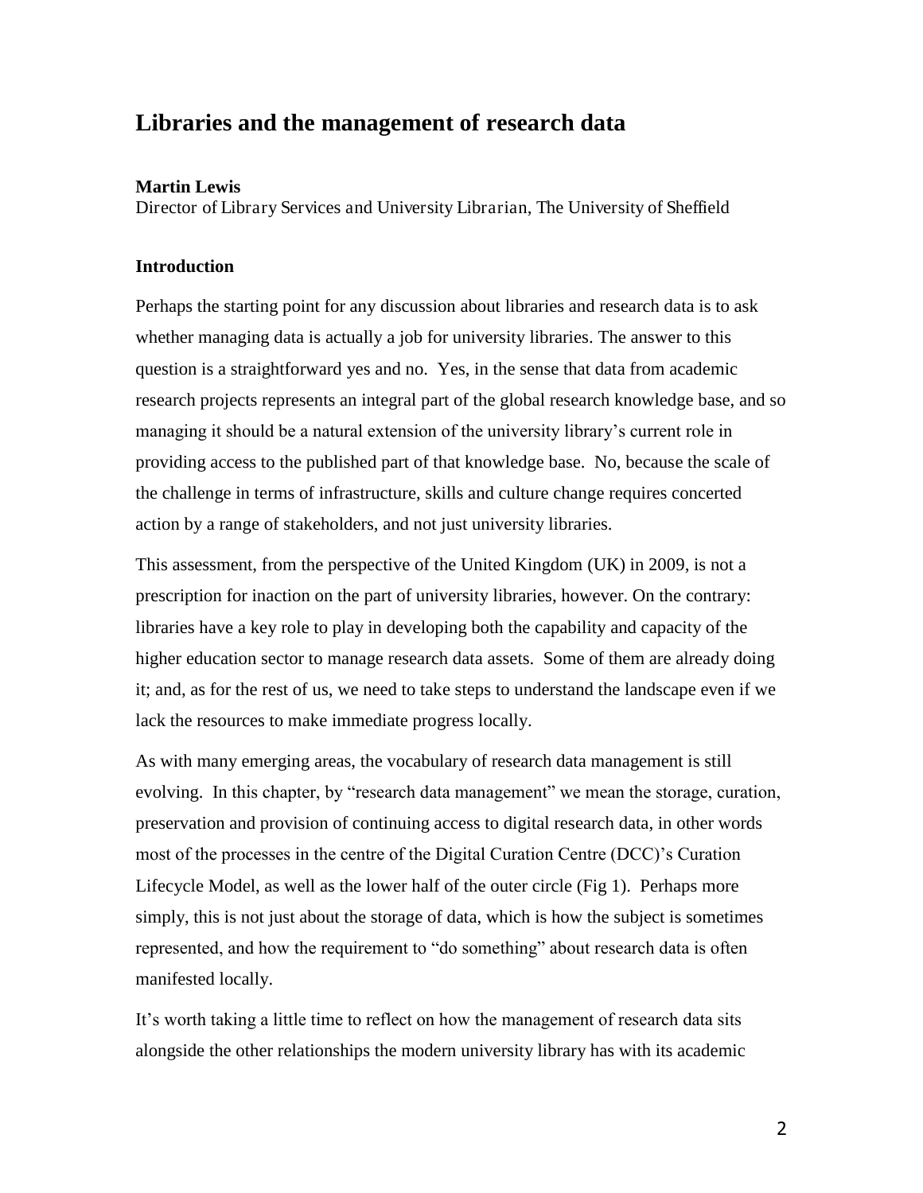# Libraries and the management of research data

**Martin Lewis**

Director of Library Services and University Librarian, The University of Sheffield

### Introduction

Perhaps the starting point for any discussion about libraries and research data is to ask whether managing data is actually a job for university libraries. The answer to this question is a straightforward yes and no. Yes, in the sense that data from academic research projects represents an integral part of the global research knowledge base, and so managing it should be a natural extension of the university library's current role in providing access to the published part of that knowledge base. No, because the scale of the challenge in terms of infrastructure, skills and culture change requires concerted action by a range of stakeholders, and not just university libraries.

This assessment, from the perspective of the United Kingdom (UK) in 2009, is not a prescription for inaction on the part of university libraries, however. On the contrary: libraries have a key role to play in developing both the capability and capacity of the higher education sector to manage research data assets. Some of them are already doing it; and, as for the rest of us, we need to take steps to understand the landscape even if we lack the resources to make immediate progress locally.

As with many emerging areas, the vocabulary of research data management is still evolving. In this chapter, by "research data management" we mean the storage, curation, preservation and provision of continuing access to digital research data, in other words most of the processes in the centre of the Digital Curation Centre (DCC)'s Curation Lifecycle Model, as well as the lower half of the outer circle (Fig 1). Perhaps more simply, this is not just about the storage of data, which is how the subject is sometimes represented, and how the requirement to "do something" about research data is often manifested locally.

It's worth taking a little time to reflect on how the management of research data sits alongside the other relationships the modern university library has with its academic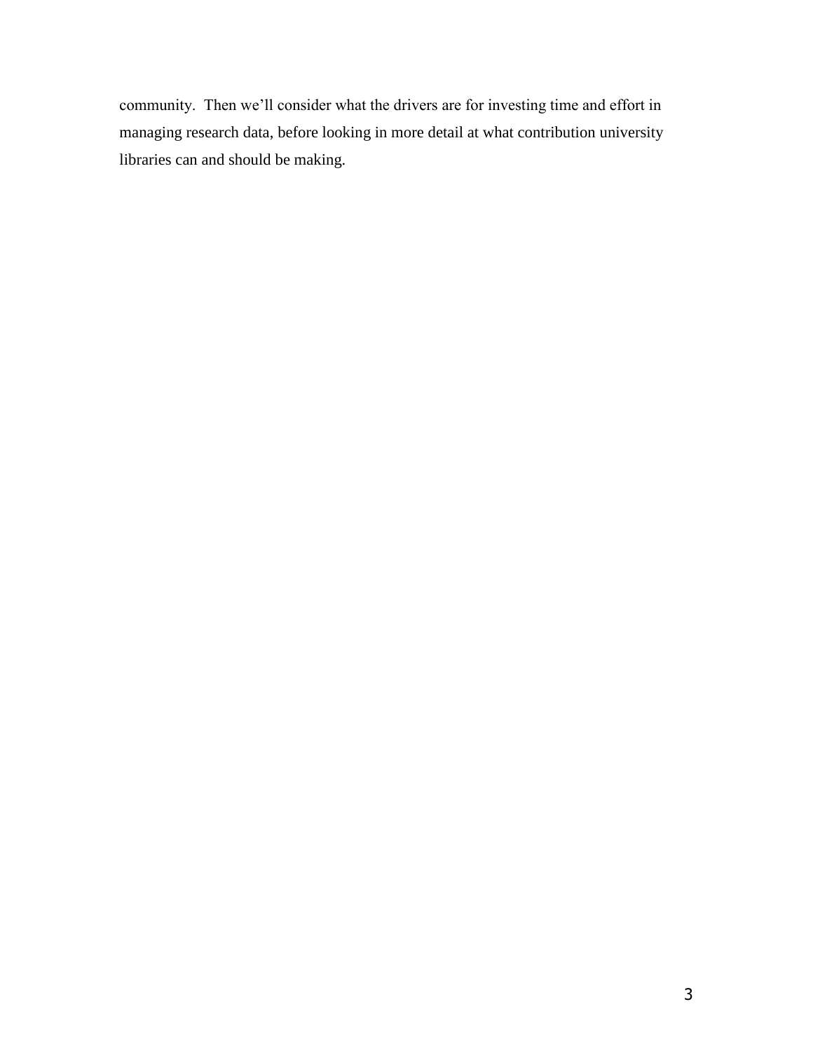community. Then we'll consider what the drivers are for investing time and effort in managing research data, before looking in more detail at what contribution university libraries can and should be making.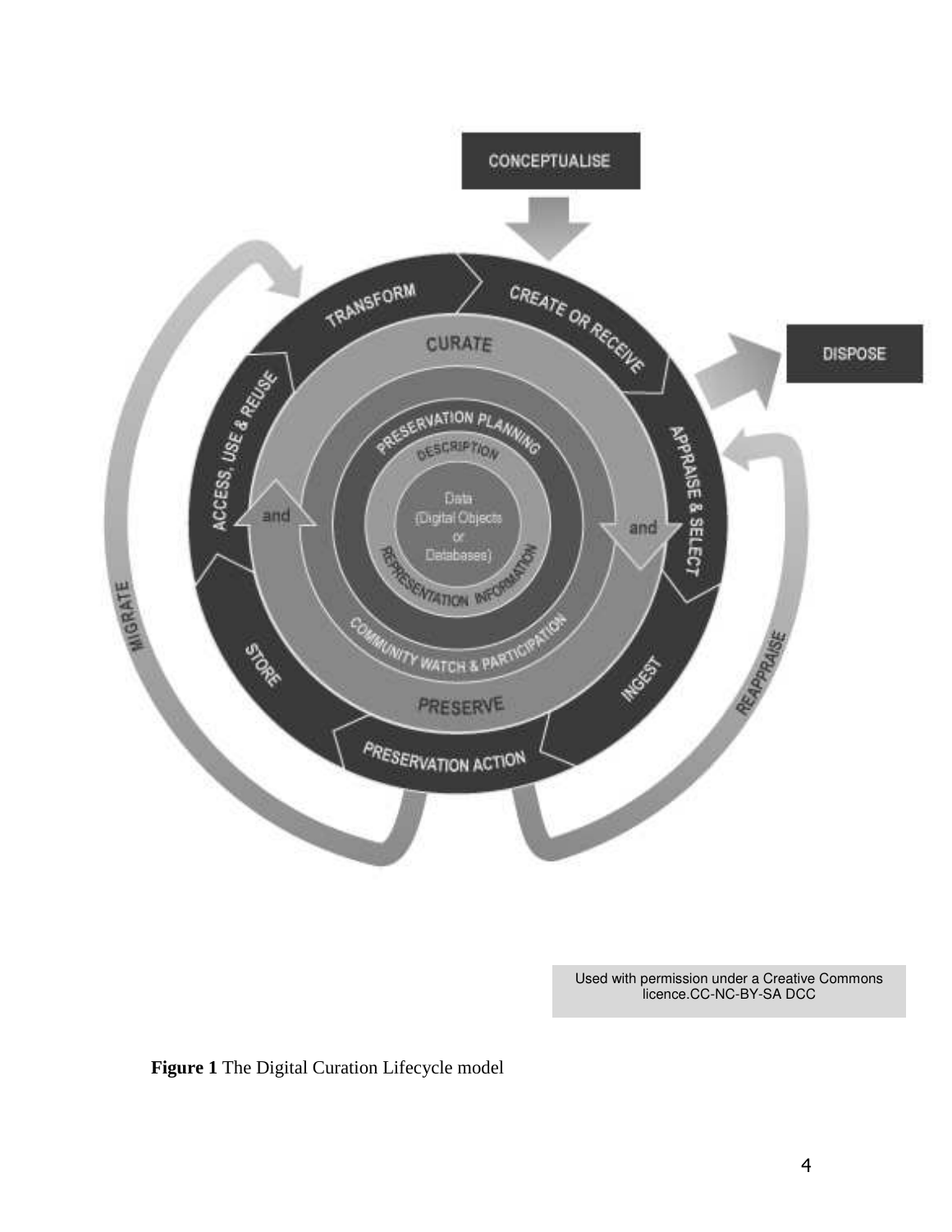Used with permission under a Creative Commons licence.CC-NC-BY-SA DCC

**Figure 1** The Digital Curation Lifecycle model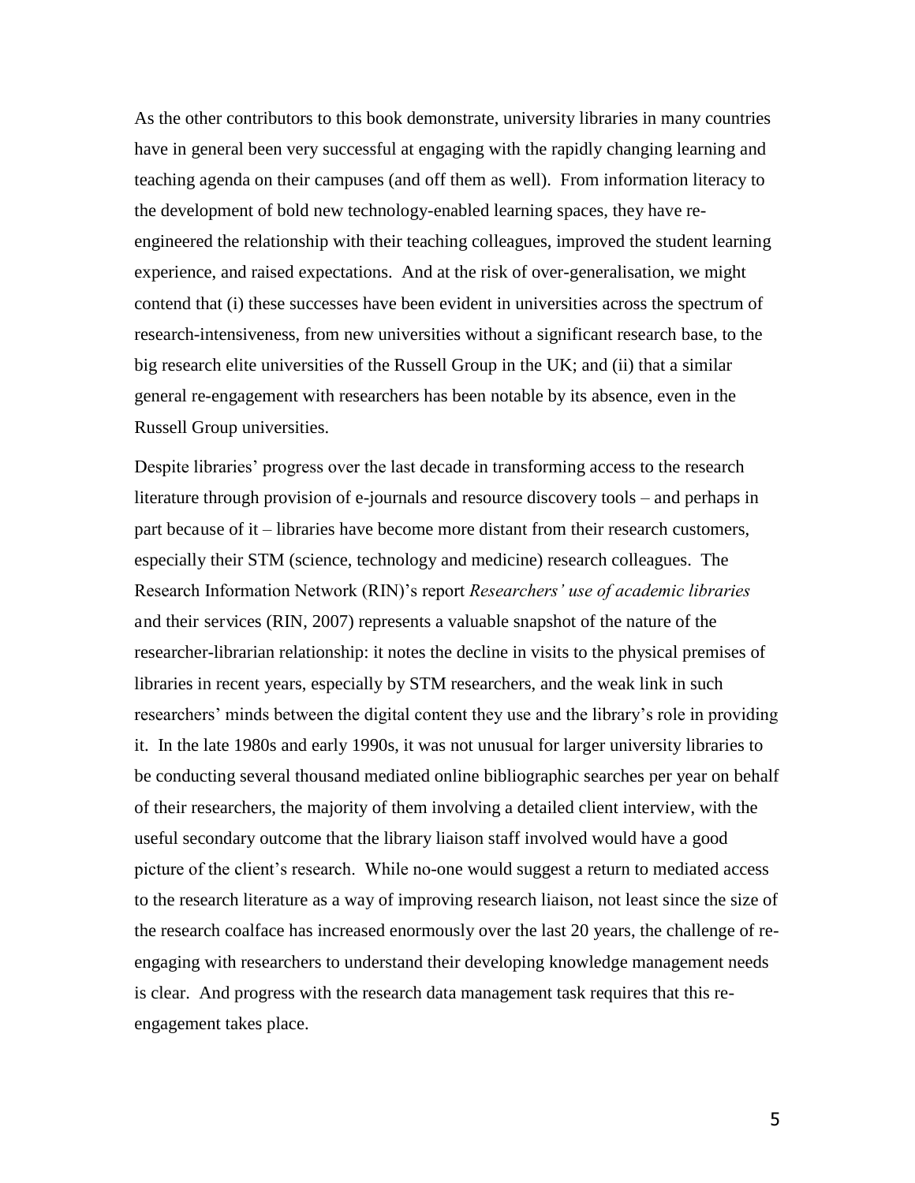As the other contributors to this book demonstrate, university libraries in many countries have in general been very successful at engaging with the rapidly changing learning and teaching agenda on their campuses (and off them as well). From information literacy to the development of bold new technology-enabled learning spaces, they have re-engineered the relationship with their teaching colleagues, improved the student learning experience, and raised expectations. And at the risk of over-generalisation, we might contend that (i) these successes have been evident in universities across the spectrum of research-intensiveness, from new universities without a significant research base, to the big research elite universities of the Russell Group in the UK; and (ii) that a similar general re-engagement with researchers has been notable by its absence, even in the Russell Group universities.

Despite libraries' progress over the last decade in transforming access to the research literature through provision of e-journals and resource discovery tools – and perhaps in part because of it – libraries have become more distant from their research customers, especially their STM (science, technology and medicine) research colleagues. The Research Information Network (RIN)'s report *Researchers' use of academic libraries* and their services (RIN, 2007) represents a valuable snapshot of the nature of the researcher-librarian relationship: it notes the decline in visits to the physical premises of libraries in recent years, especially by STM researchers, and the weak link in such researchers' minds between the digital content they use and the library's role in providing it. In the late 1980s and early 1990s, it was not unusual for larger university libraries to be conducting several thousand mediated online bibliographic searches per year on behalf of their researchers, the majority of them involving a detailed client interview, with the useful secondary outcome that the library liaison staff involved would have a good picture of the client's research. While no-one would suggest a return to mediated access to the research literature as a way of improving research liaison, not least since the size of the research coalface has increased enormously over the last 20 years, the challenge of re-engaging with researchers to understand their developing knowledge management needs is clear. And progress with the research data management task requires that this re-engagement takes place.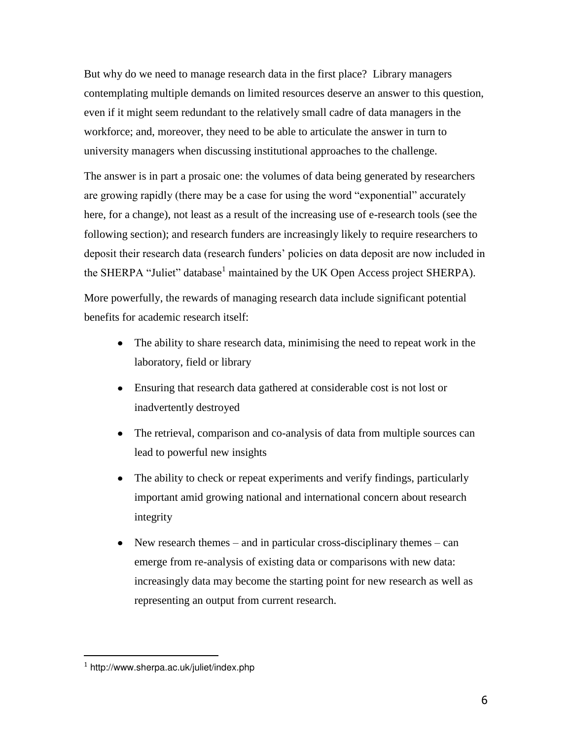But why do we need to manage research data in the first place? Library managers contemplating multiple demands on limited resources deserve an answer to this question, even if it might seem redundant to the relatively small cadre of data managers in the workforce; and, moreover, they need to be able to articulate the answer in turn to university managers when discussing institutional approaches to the challenge.

The answer is in part a prosaic one: the volumes of data being generated by researchers are growing rapidly (there may be a case for using the word "exponential" accurately here, for a change), not least as a result of the increasing use of e-research tools (see the following section); and research funders are increasingly likely to require researchers to deposit their research data (research funders' policies on data deposit are now included in the SHERPA "Juliet" database[1] maintained by the UK Open Access project SHERPA).

More powerfully, the rewards of managing research data include significant potential benefits for academic research itself:

- The ability to share research data, minimising the need to repeat work in the laboratory, field or library
- Ensuring that research data gathered at considerable cost is not lost or inadvertently destroyed
- The retrieval, comparison and co-analysis of data from multiple sources can lead to powerful new insights
- The ability to check or repeat experiments and verify findings, particularly important amid growing national and international concern about research integrity
- New research themes – and in particular cross-disciplinary themes – can emerge from re-analysis of existing data or comparisons with new data: increasingly data may become the starting point for new research as well as representing an output from current research.

---

[1] http://www.sherpa.ac.uk/juliet/index.php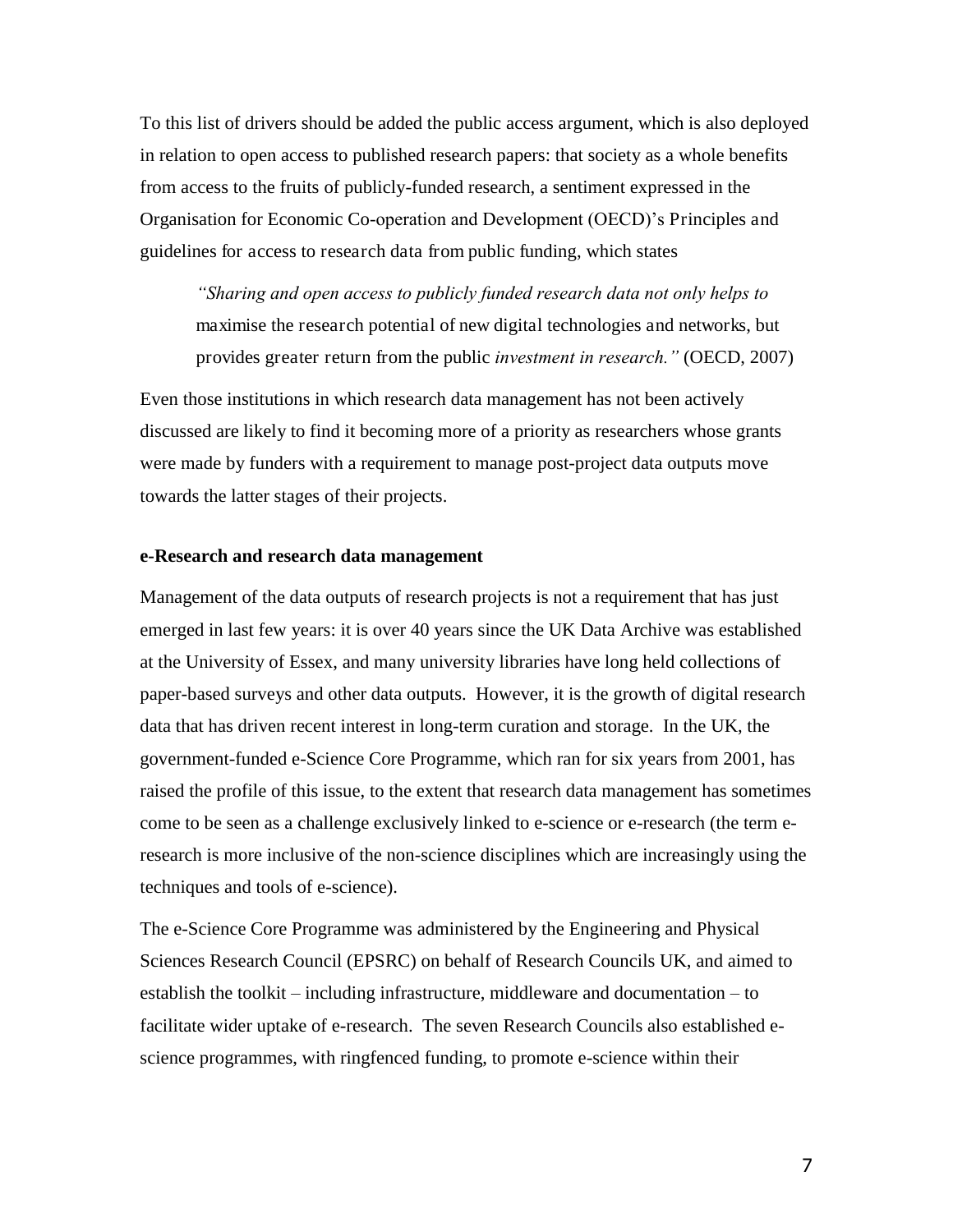To this list of drivers should be added the public access argument, which is also deployed in relation to open access to published research papers: that society as a whole benefits from access to the fruits of publicly-funded research, a sentiment expressed in the Organisation for Economic Co-operation and Development (OECD)'s Principles and guidelines for access to research data from public funding, which states

> *"Sharing and open access to publicly funded research data not only helps to* maximise the research potential of new digital technologies and networks, but provides greater return from the public *investment in research."* (OECD, 2007)

Even those institutions in which research data management has not been actively discussed are likely to find it becoming more of a priority as researchers whose grants were made by funders with a requirement to manage post-project data outputs move towards the latter stages of their projects.

**e-Research and research data management**

Management of the data outputs of research projects is not a requirement that has just emerged in last few years: it is over 40 years since the UK Data Archive was established at the University of Essex, and many university libraries have long held collections of paper-based surveys and other data outputs. However, it is the growth of digital research data that has driven recent interest in long-term curation and storage. In the UK, the government-funded e-Science Core Programme, which ran for six years from 2001, has raised the profile of this issue, to the extent that research data management has sometimes come to be seen as a challenge exclusively linked to e-science or e-research (the term e-research is more inclusive of the non-science disciplines which are increasingly using the techniques and tools of e-science).

The e-Science Core Programme was administered by the Engineering and Physical Sciences Research Council (EPSRC) on behalf of Research Councils UK, and aimed to establish the toolkit – including infrastructure, middleware and documentation – to facilitate wider uptake of e-research. The seven Research Councils also established e-science programmes, with ringfenced funding, to promote e-science within their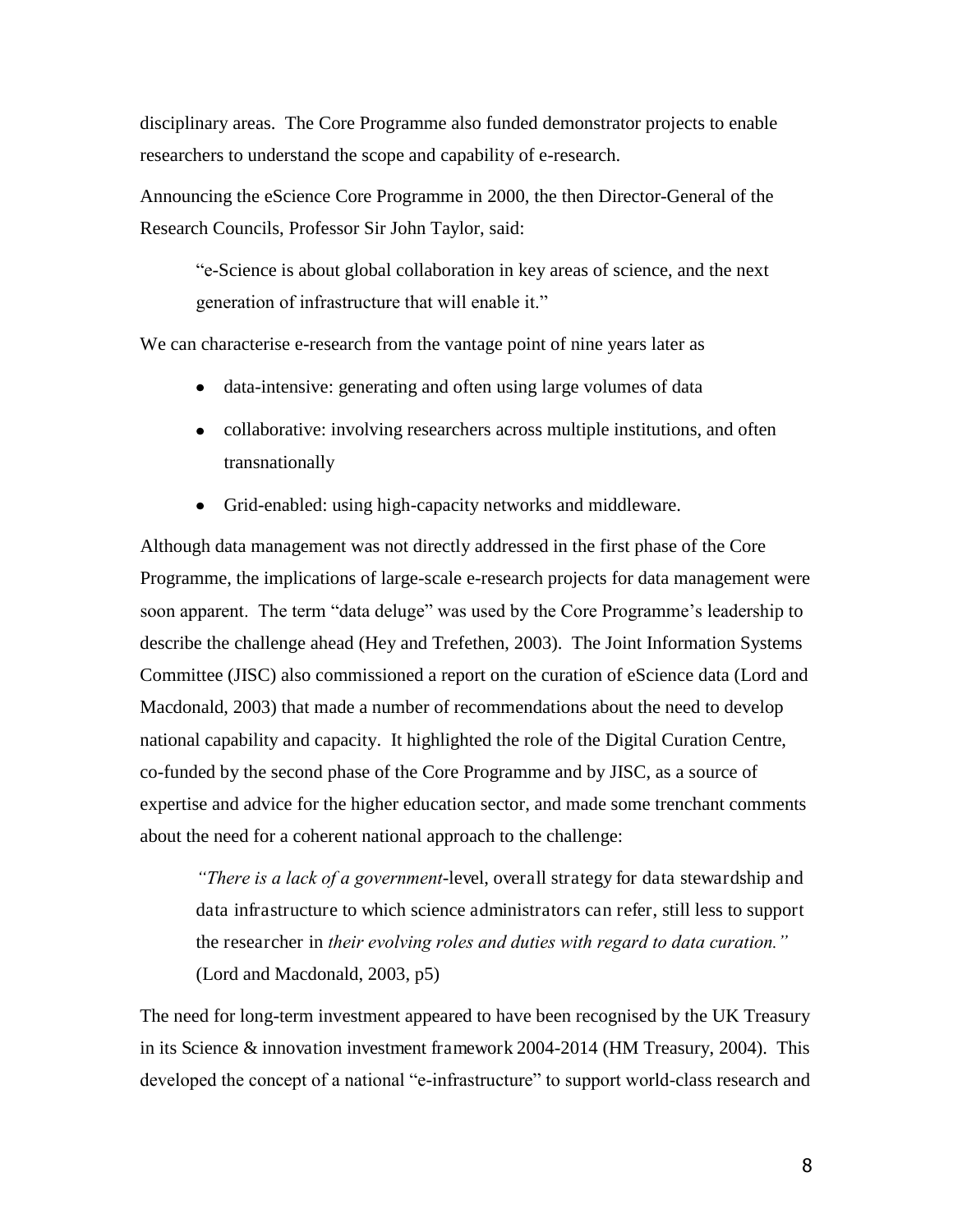disciplinary areas. The Core Programme also funded demonstrator projects to enable researchers to understand the scope and capability of e-research.

Announcing the eScience Core Programme in 2000, the then Director-General of the Research Councils, Professor Sir John Taylor, said:

> "e-Science is about global collaboration in key areas of science, and the next generation of infrastructure that will enable it."

We can characterise e-research from the vantage point of nine years later as

- data-intensive: generating and often using large volumes of data
- collaborative: involving researchers across multiple institutions, and often transnationally
- Grid-enabled: using high-capacity networks and middleware.

Although data management was not directly addressed in the first phase of the Core Programme, the implications of large-scale e-research projects for data management were soon apparent. The term "data deluge" was used by the Core Programme's leadership to describe the challenge ahead (Hey and Trefethen, 2003). The Joint Information Systems Committee (JISC) also commissioned a report on the curation of eScience data (Lord and Macdonald, 2003) that made a number of recommendations about the need to develop national capability and capacity. It highlighted the role of the Digital Curation Centre, co-funded by the second phase of the Core Programme and by JISC, as a source of expertise and advice for the higher education sector, and made some trenchant comments about the need for a coherent national approach to the challenge:

> *"There is a lack of a government*-level, overall strategy for data stewardship and data infrastructure to which science administrators can refer, still less to support the researcher in *their evolving roles and duties with regard to data curation."* (Lord and Macdonald, 2003, p5)

The need for long-term investment appeared to have been recognised by the UK Treasury in its Science & innovation investment framework 2004-2014 (HM Treasury, 2004). This developed the concept of a national "e-infrastructure" to support world-class research and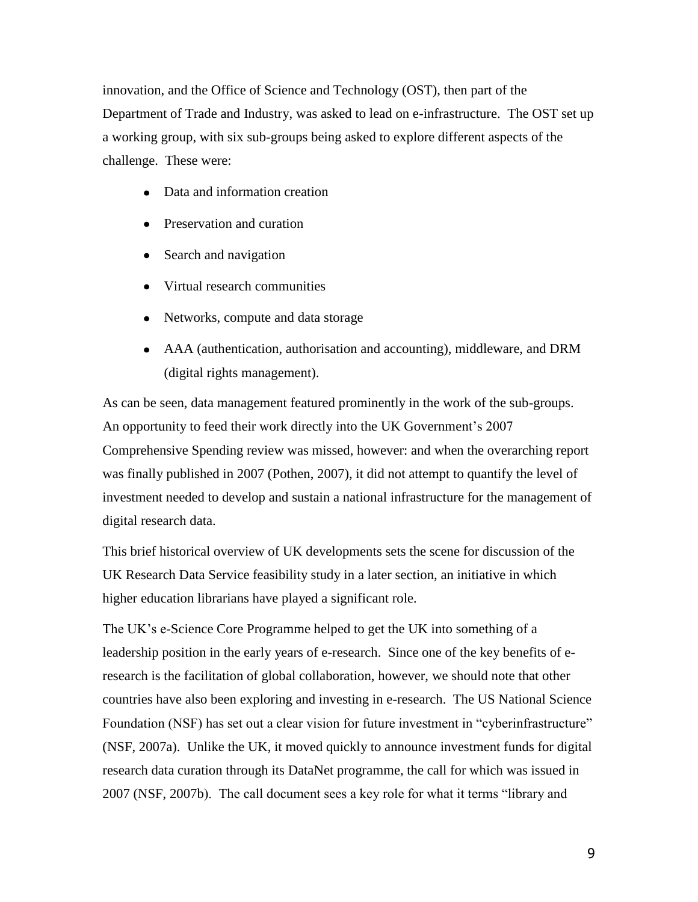innovation, and the Office of Science and Technology (OST), then part of the Department of Trade and Industry, was asked to lead on e-infrastructure. The OST set up a working group, with six sub-groups being asked to explore different aspects of the challenge. These were:

- Data and information creation
- Preservation and curation
- Search and navigation
- Virtual research communities
- Networks, compute and data storage
- AAA (authentication, authorisation and accounting), middleware, and DRM (digital rights management).

As can be seen, data management featured prominently in the work of the sub-groups. An opportunity to feed their work directly into the UK Government's 2007 Comprehensive Spending review was missed, however: and when the overarching report was finally published in 2007 (Pothen, 2007), it did not attempt to quantify the level of investment needed to develop and sustain a national infrastructure for the management of digital research data.

This brief historical overview of UK developments sets the scene for discussion of the UK Research Data Service feasibility study in a later section, an initiative in which higher education librarians have played a significant role.

The UK's e-Science Core Programme helped to get the UK into something of a leadership position in the early years of e-research. Since one of the key benefits of e-research is the facilitation of global collaboration, however, we should note that other countries have also been exploring and investing in e-research. The US National Science Foundation (NSF) has set out a clear vision for future investment in "cyberinfrastructure" (NSF, 2007a). Unlike the UK, it moved quickly to announce investment funds for digital research data curation through its DataNet programme, the call for which was issued in 2007 (NSF, 2007b). The call document sees a key role for what it terms "library and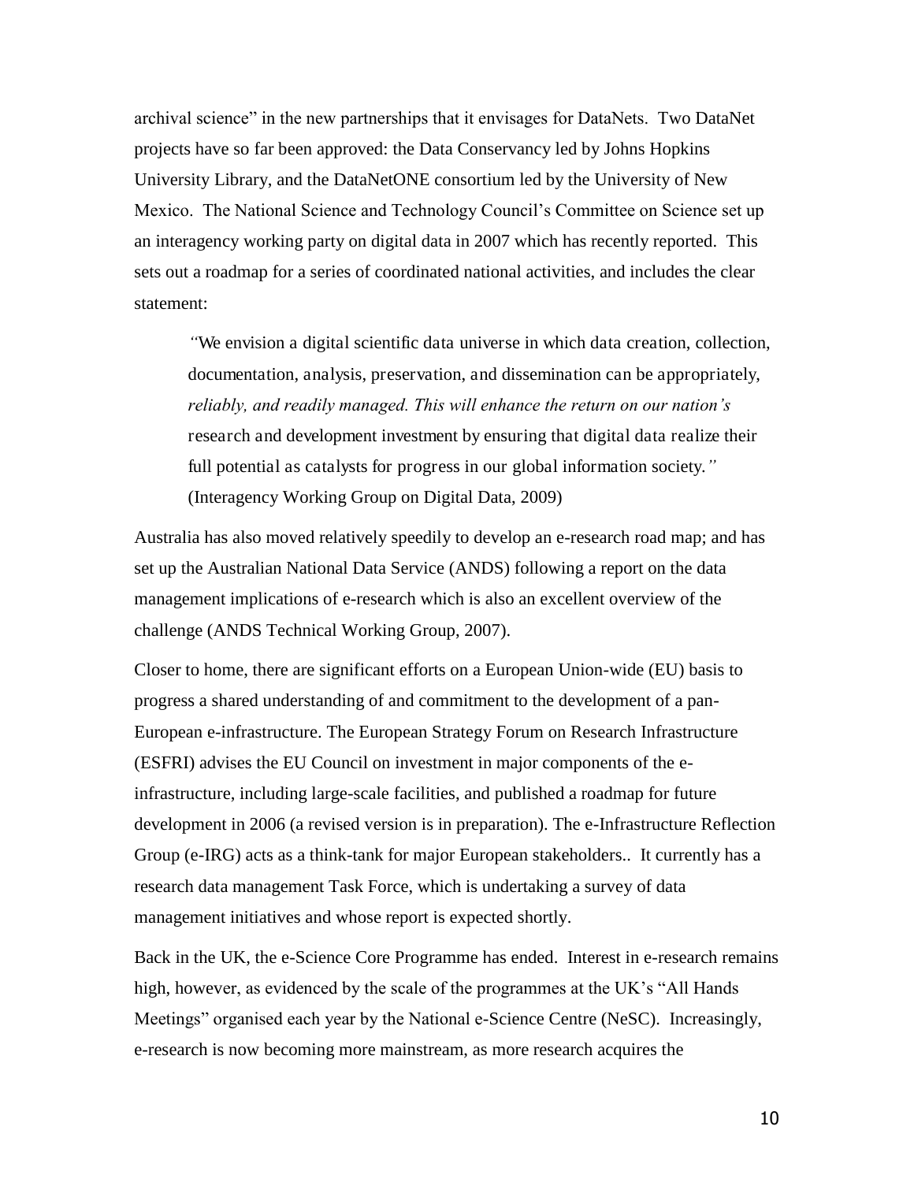archival science" in the new partnerships that it envisages for DataNets. Two DataNet projects have so far been approved: the Data Conservancy led by Johns Hopkins University Library, and the DataNetONE consortium led by the University of New Mexico. The National Science and Technology Council's Committee on Science set up an interagency working party on digital data in 2007 which has recently reported. This sets out a roadmap for a series of coordinated national activities, and includes the clear statement:

> "We envision a digital scientific data universe in which data creation, collection, documentation, analysis, preservation, and dissemination can be appropriately, *reliably, and readily managed. This will enhance the return on our nation's* research and development investment by ensuring that digital data realize their full potential as catalysts for progress in our global information society." (Interagency Working Group on Digital Data, 2009)

Australia has also moved relatively speedily to develop an e-research road map; and has set up the Australian National Data Service (ANDS) following a report on the data management implications of e-research which is also an excellent overview of the challenge (ANDS Technical Working Group, 2007).

Closer to home, there are significant efforts on a European Union-wide (EU) basis to progress a shared understanding of and commitment to the development of a pan-European e-infrastructure. The European Strategy Forum on Research Infrastructure (ESFRI) advises the EU Council on investment in major components of the e-infrastructure, including large-scale facilities, and published a roadmap for future development in 2006 (a revised version is in preparation). The e-Infrastructure Reflection Group (e-IRG) acts as a think-tank for major European stakeholders.. It currently has a research data management Task Force, which is undertaking a survey of data management initiatives and whose report is expected shortly.

Back in the UK, the e-Science Core Programme has ended. Interest in e-research remains high, however, as evidenced by the scale of the programmes at the UK's "All Hands Meetings" organised each year by the National e-Science Centre (NeSC). Increasingly, e-research is now becoming more mainstream, as more research acquires the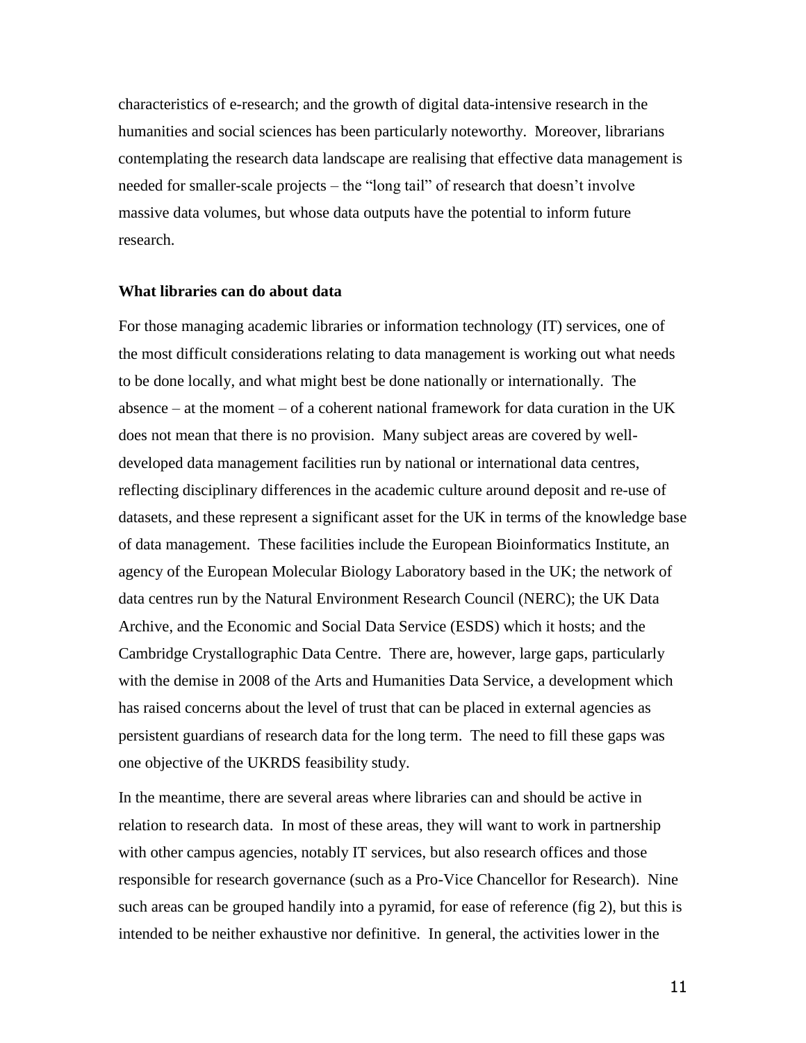characteristics of e-research; and the growth of digital data-intensive research in the humanities and social sciences has been particularly noteworthy. Moreover, librarians contemplating the research data landscape are realising that effective data management is needed for smaller-scale projects – the "long tail" of research that doesn't involve massive data volumes, but whose data outputs have the potential to inform future research.

**What libraries can do about data**

For those managing academic libraries or information technology (IT) services, one of the most difficult considerations relating to data management is working out what needs to be done locally, and what might best be done nationally or internationally. The absence – at the moment – of a coherent national framework for data curation in the UK does not mean that there is no provision. Many subject areas are covered by well-developed data management facilities run by national or international data centres, reflecting disciplinary differences in the academic culture around deposit and re-use of datasets, and these represent a significant asset for the UK in terms of the knowledge base of data management. These facilities include the European Bioinformatics Institute, an agency of the European Molecular Biology Laboratory based in the UK; the network of data centres run by the Natural Environment Research Council (NERC); the UK Data Archive, and the Economic and Social Data Service (ESDS) which it hosts; and the Cambridge Crystallographic Data Centre. There are, however, large gaps, particularly with the demise in 2008 of the Arts and Humanities Data Service, a development which has raised concerns about the level of trust that can be placed in external agencies as persistent guardians of research data for the long term. The need to fill these gaps was one objective of the UKRDS feasibility study.

In the meantime, there are several areas where libraries can and should be active in relation to research data. In most of these areas, they will want to work in partnership with other campus agencies, notably IT services, but also research offices and those responsible for research governance (such as a Pro-Vice Chancellor for Research). Nine such areas can be grouped handily into a pyramid, for ease of reference (fig 2), but this is intended to be neither exhaustive nor definitive. In general, the activities lower in the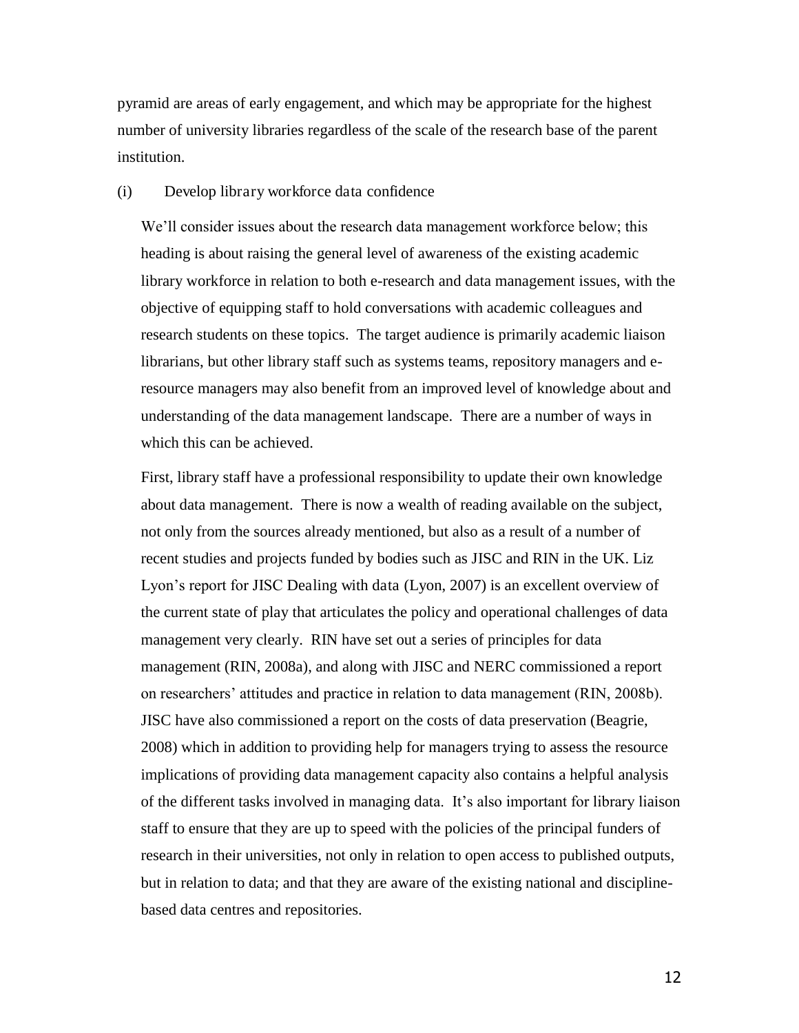pyramid are areas of early engagement, and which may be appropriate for the highest number of university libraries regardless of the scale of the research base of the parent institution.

(i) Develop library workforce data confidence

We'll consider issues about the research data management workforce below; this heading is about raising the general level of awareness of the existing academic library workforce in relation to both e-research and data management issues, with the objective of equipping staff to hold conversations with academic colleagues and research students on these topics. The target audience is primarily academic liaison librarians, but other library staff such as systems teams, repository managers and e-resource managers may also benefit from an improved level of knowledge about and understanding of the data management landscape. There are a number of ways in which this can be achieved.

First, library staff have a professional responsibility to update their own knowledge about data management. There is now a wealth of reading available on the subject, not only from the sources already mentioned, but also as a result of a number of recent studies and projects funded by bodies such as JISC and RIN in the UK. Liz Lyon's report for JISC Dealing with data (Lyon, 2007) is an excellent overview of the current state of play that articulates the policy and operational challenges of data management very clearly. RIN have set out a series of principles for data management (RIN, 2008a), and along with JISC and NERC commissioned a report on researchers' attitudes and practice in relation to data management (RIN, 2008b). JISC have also commissioned a report on the costs of data preservation (Beagrie, 2008) which in addition to providing help for managers trying to assess the resource implications of providing data management capacity also contains a helpful analysis of the different tasks involved in managing data. It's also important for library liaison staff to ensure that they are up to speed with the policies of the principal funders of research in their universities, not only in relation to open access to published outputs, but in relation to data; and that they are aware of the existing national and discipline-based data centres and repositories.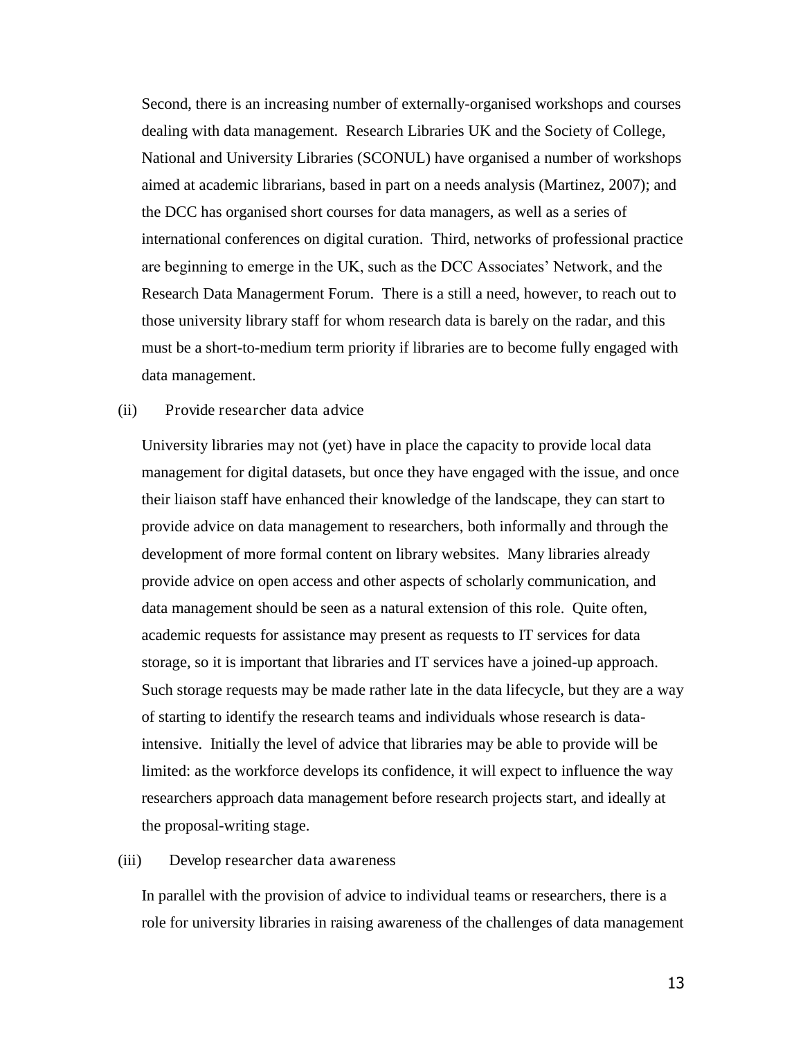Second, there is an increasing number of externally-organised workshops and courses dealing with data management. Research Libraries UK and the Society of College, National and University Libraries (SCONUL) have organised a number of workshops aimed at academic librarians, based in part on a needs analysis (Martinez, 2007); and the DCC has organised short courses for data managers, as well as a series of international conferences on digital curation. Third, networks of professional practice are beginning to emerge in the UK, such as the DCC Associates' Network, and the Research Data Managerment Forum. There is a still a need, however, to reach out to those university library staff for whom research data is barely on the radar, and this must be a short-to-medium term priority if libraries are to become fully engaged with data management.

(ii) Provide researcher data advice

University libraries may not (yet) have in place the capacity to provide local data management for digital datasets, but once they have engaged with the issue, and once their liaison staff have enhanced their knowledge of the landscape, they can start to provide advice on data management to researchers, both informally and through the development of more formal content on library websites. Many libraries already provide advice on open access and other aspects of scholarly communication, and data management should be seen as a natural extension of this role. Quite often, academic requests for assistance may present as requests to IT services for data storage, so it is important that libraries and IT services have a joined-up approach. Such storage requests may be made rather late in the data lifecycle, but they are a way of starting to identify the research teams and individuals whose research is data-intensive. Initially the level of advice that libraries may be able to provide will be limited: as the workforce develops its confidence, it will expect to influence the way researchers approach data management before research projects start, and ideally at the proposal-writing stage.

(iii) Develop researcher data awareness

In parallel with the provision of advice to individual teams or researchers, there is a role for university libraries in raising awareness of the challenges of data management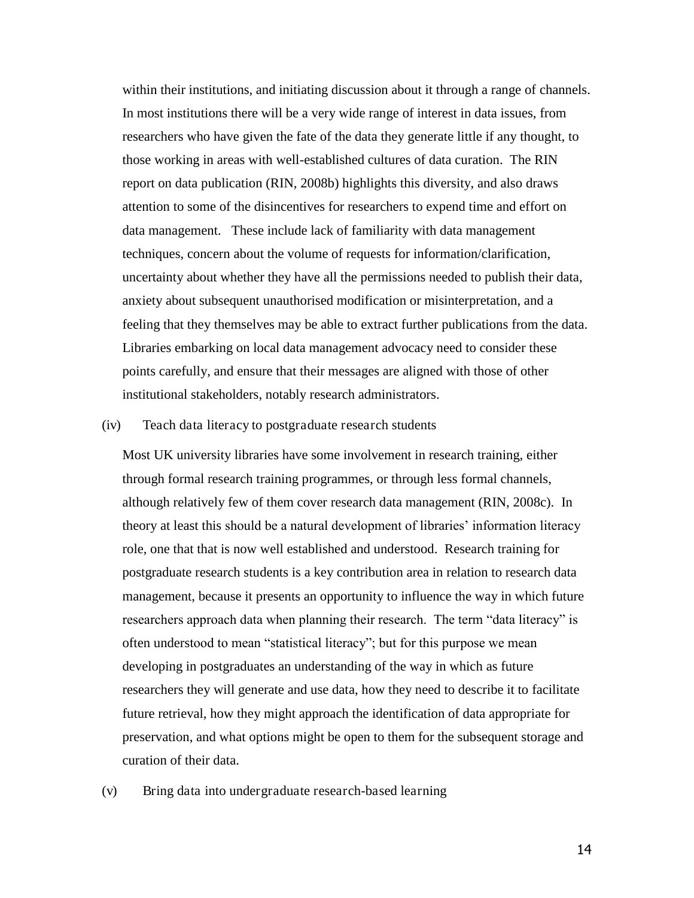within their institutions, and initiating discussion about it through a range of channels. In most institutions there will be a very wide range of interest in data issues, from researchers who have given the fate of the data they generate little if any thought, to those working in areas with well-established cultures of data curation. The RIN report on data publication (RIN, 2008b) highlights this diversity, and also draws attention to some of the disincentives for researchers to expend time and effort on data management. These include lack of familiarity with data management techniques, concern about the volume of requests for information/clarification, uncertainty about whether they have all the permissions needed to publish their data, anxiety about subsequent unauthorised modification or misinterpretation, and a feeling that they themselves may be able to extract further publications from the data. Libraries embarking on local data management advocacy need to consider these points carefully, and ensure that their messages are aligned with those of other institutional stakeholders, notably research administrators.

(iv) Teach data literacy to postgraduate research students

Most UK university libraries have some involvement in research training, either through formal research training programmes, or through less formal channels, although relatively few of them cover research data management (RIN, 2008c). In theory at least this should be a natural development of libraries' information literacy role, one that that is now well established and understood. Research training for postgraduate research students is a key contribution area in relation to research data management, because it presents an opportunity to influence the way in which future researchers approach data when planning their research. The term "data literacy" is often understood to mean "statistical literacy"; but for this purpose we mean developing in postgraduates an understanding of the way in which as future researchers they will generate and use data, how they need to describe it to facilitate future retrieval, how they might approach the identification of data appropriate for preservation, and what options might be open to them for the subsequent storage and curation of their data.

(v) Bring data into undergraduate research-based learning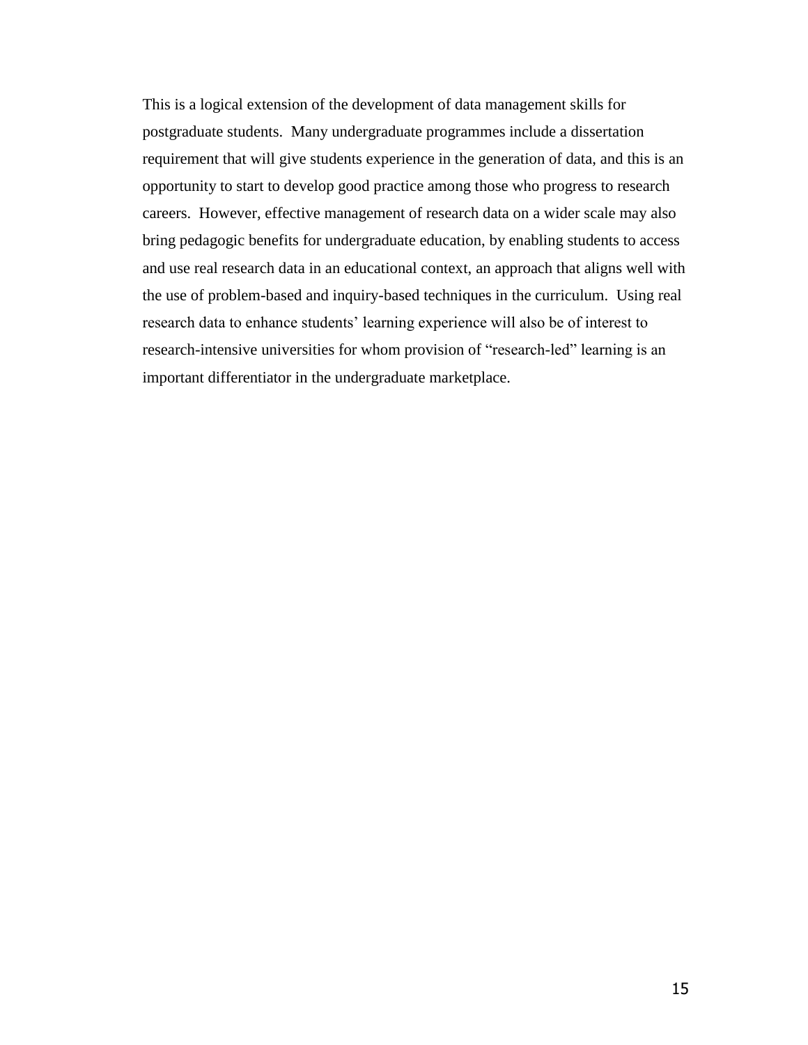This is a logical extension of the development of data management skills for postgraduate students. Many undergraduate programmes include a dissertation requirement that will give students experience in the generation of data, and this is an opportunity to start to develop good practice among those who progress to research careers. However, effective management of research data on a wider scale may also bring pedagogic benefits for undergraduate education, by enabling students to access and use real research data in an educational context, an approach that aligns well with the use of problem-based and inquiry-based techniques in the curriculum. Using real research data to enhance students' learning experience will also be of interest to research-intensive universities for whom provision of "research-led" learning is an important differentiator in the undergraduate marketplace.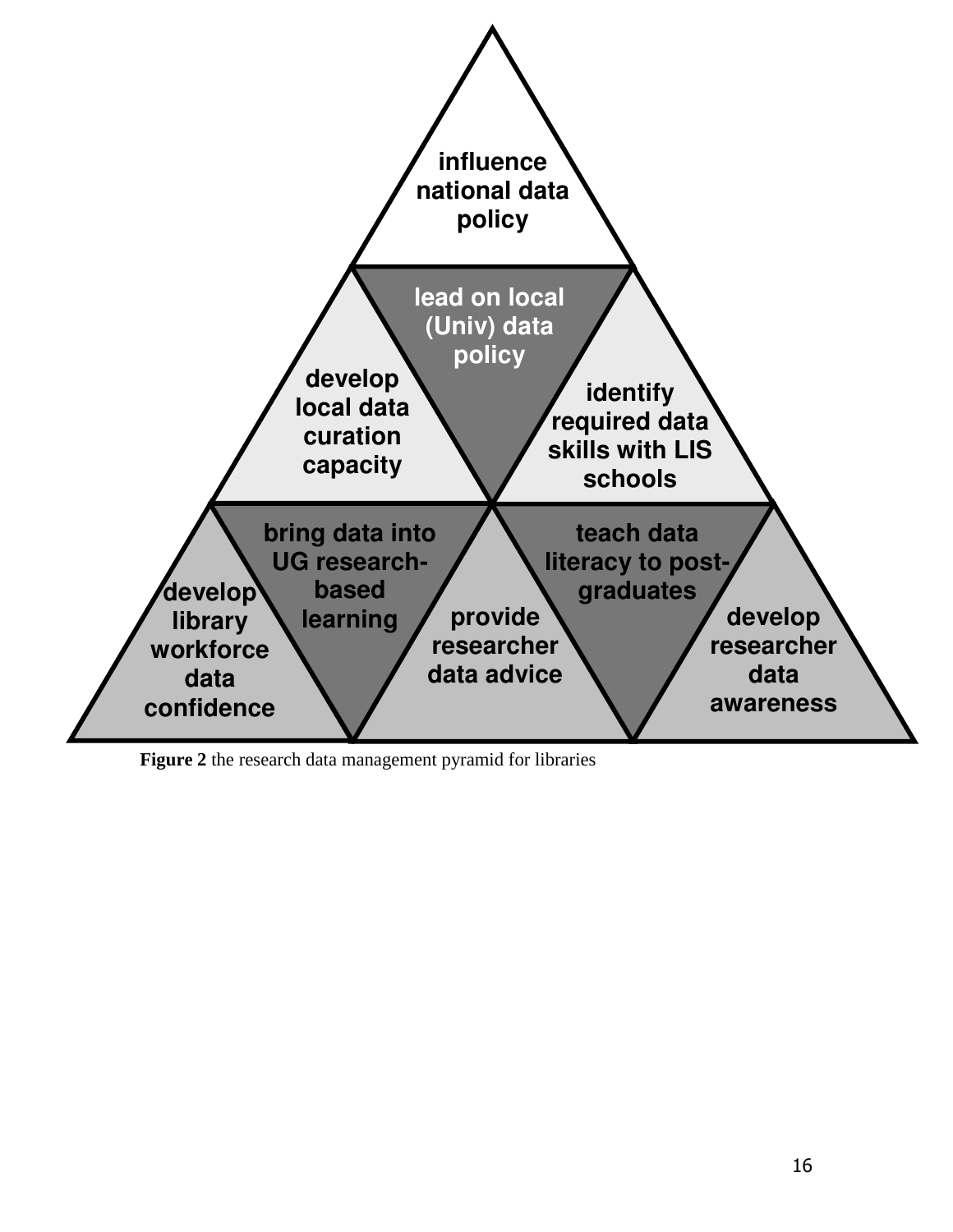influence national data policy

lead on local (Univ) data policy

develop local data curation capacity

identify required data skills with LIS schools

bring data into UG research-based learning

teach data literacy to post-graduates

develop library workforce data confidence

provide researcher data advice

develop researcher data awareness

**Figure 2** the research data management pyramid for libraries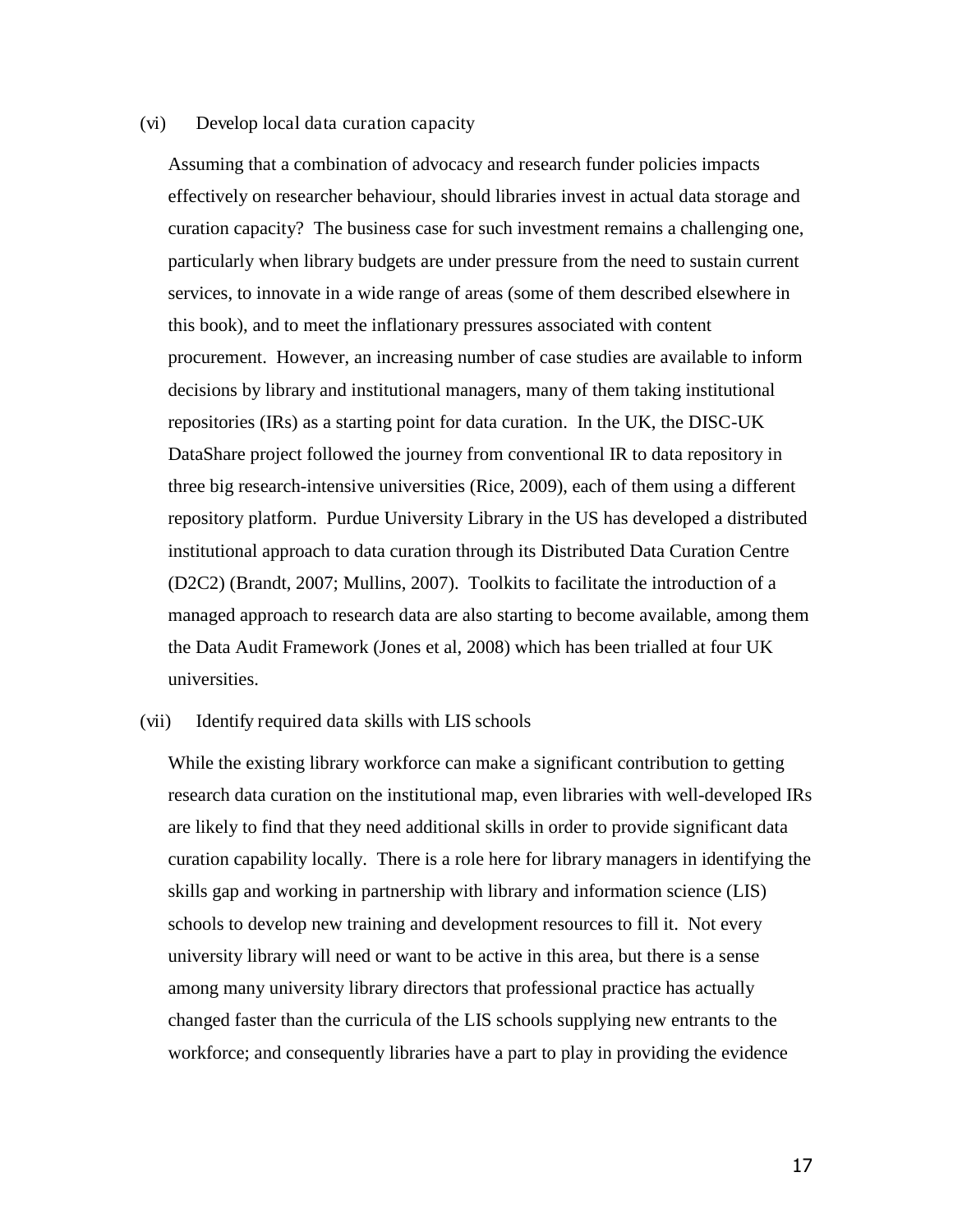(vi) Develop local data curation capacity

Assuming that a combination of advocacy and research funder policies impacts effectively on researcher behaviour, should libraries invest in actual data storage and curation capacity? The business case for such investment remains a challenging one, particularly when library budgets are under pressure from the need to sustain current services, to innovate in a wide range of areas (some of them described elsewhere in this book), and to meet the inflationary pressures associated with content procurement. However, an increasing number of case studies are available to inform decisions by library and institutional managers, many of them taking institutional repositories (IRs) as a starting point for data curation. In the UK, the DISC-UK DataShare project followed the journey from conventional IR to data repository in three big research-intensive universities (Rice, 2009), each of them using a different repository platform. Purdue University Library in the US has developed a distributed institutional approach to data curation through its Distributed Data Curation Centre (D2C2) (Brandt, 2007; Mullins, 2007). Toolkits to facilitate the introduction of a managed approach to research data are also starting to become available, among them the Data Audit Framework (Jones et al, 2008) which has been trialled at four UK universities.

(vii) Identify required data skills with LIS schools

While the existing library workforce can make a significant contribution to getting research data curation on the institutional map, even libraries with well-developed IRs are likely to find that they need additional skills in order to provide significant data curation capability locally. There is a role here for library managers in identifying the skills gap and working in partnership with library and information science (LIS) schools to develop new training and development resources to fill it. Not every university library will need or want to be active in this area, but there is a sense among many university library directors that professional practice has actually changed faster than the curricula of the LIS schools supplying new entrants to the workforce; and consequently libraries have a part to play in providing the evidence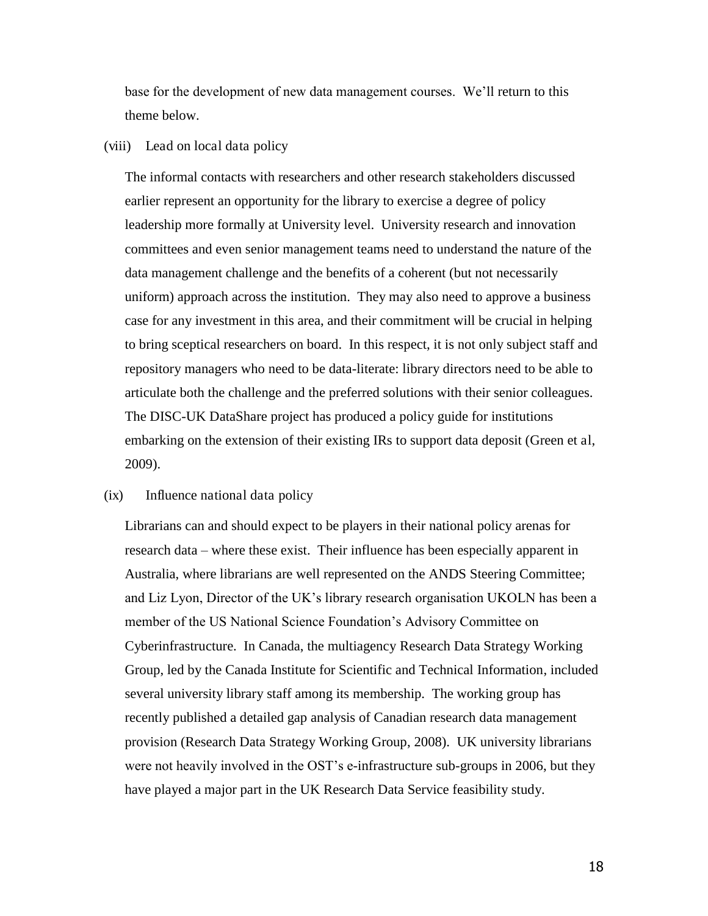base for the development of new data management courses. We'll return to this theme below.

(viii) Lead on local data policy

The informal contacts with researchers and other research stakeholders discussed earlier represent an opportunity for the library to exercise a degree of policy leadership more formally at University level. University research and innovation committees and even senior management teams need to understand the nature of the data management challenge and the benefits of a coherent (but not necessarily uniform) approach across the institution. They may also need to approve a business case for any investment in this area, and their commitment will be crucial in helping to bring sceptical researchers on board. In this respect, it is not only subject staff and repository managers who need to be data-literate: library directors need to be able to articulate both the challenge and the preferred solutions with their senior colleagues. The DISC-UK DataShare project has produced a policy guide for institutions embarking on the extension of their existing IRs to support data deposit (Green et al, 2009).

(ix) Influence national data policy

Librarians can and should expect to be players in their national policy arenas for research data – where these exist. Their influence has been especially apparent in Australia, where librarians are well represented on the ANDS Steering Committee; and Liz Lyon, Director of the UK's library research organisation UKOLN has been a member of the US National Science Foundation's Advisory Committee on Cyberinfrastructure. In Canada, the multiagency Research Data Strategy Working Group, led by the Canada Institute for Scientific and Technical Information, included several university library staff among its membership. The working group has recently published a detailed gap analysis of Canadian research data management provision (Research Data Strategy Working Group, 2008). UK university librarians were not heavily involved in the OST's e-infrastructure sub-groups in 2006, but they have played a major part in the UK Research Data Service feasibility study.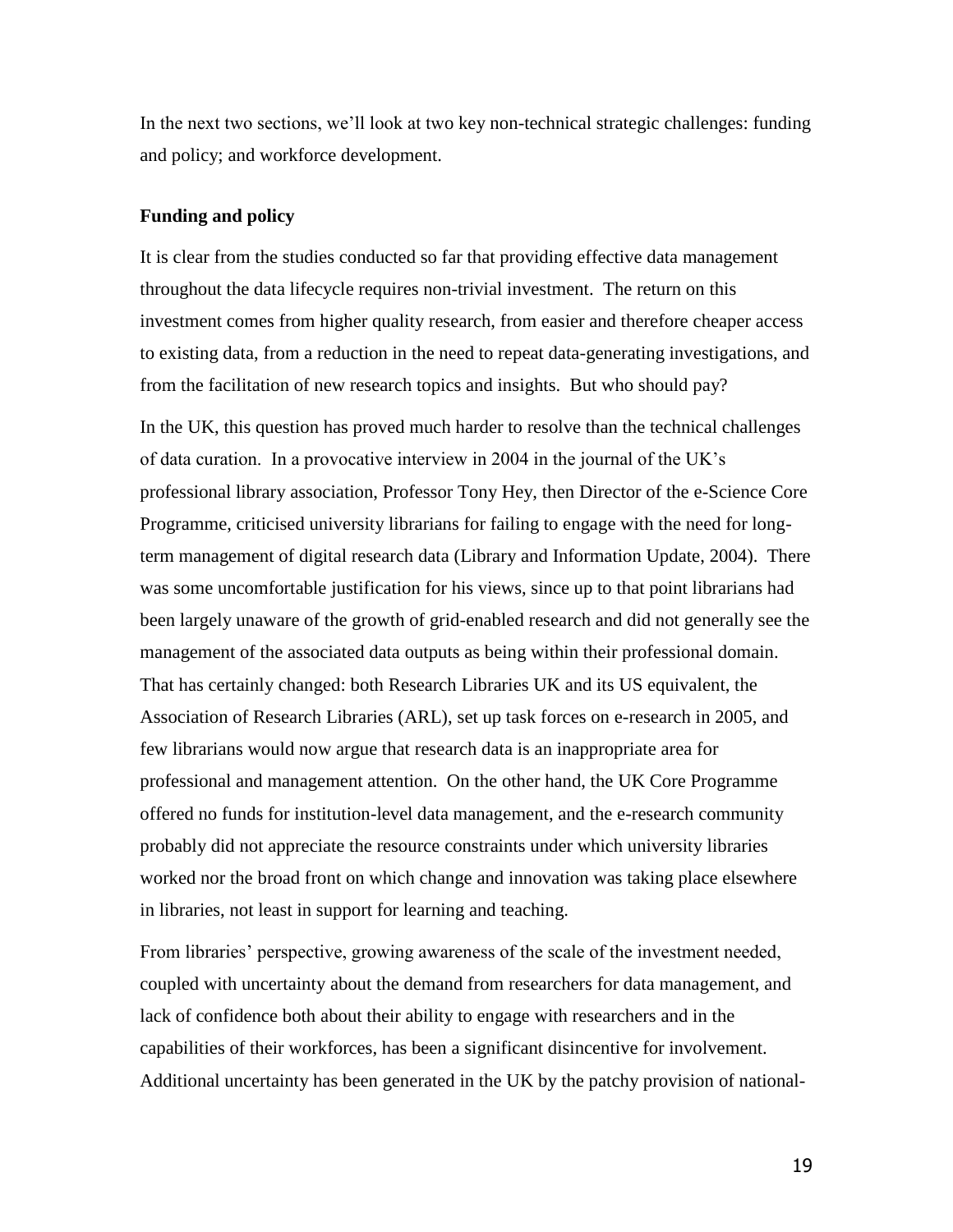In the next two sections, we'll look at two key non-technical strategic challenges: funding and policy; and workforce development.

**Funding and policy**

It is clear from the studies conducted so far that providing effective data management throughout the data lifecycle requires non-trivial investment. The return on this investment comes from higher quality research, from easier and therefore cheaper access to existing data, from a reduction in the need to repeat data-generating investigations, and from the facilitation of new research topics and insights. But who should pay?

In the UK, this question has proved much harder to resolve than the technical challenges of data curation. In a provocative interview in 2004 in the journal of the UK's professional library association, Professor Tony Hey, then Director of the e-Science Core Programme, criticised university librarians for failing to engage with the need for long-term management of digital research data (Library and Information Update, 2004). There was some uncomfortable justification for his views, since up to that point librarians had been largely unaware of the growth of grid-enabled research and did not generally see the management of the associated data outputs as being within their professional domain. That has certainly changed: both Research Libraries UK and its US equivalent, the Association of Research Libraries (ARL), set up task forces on e-research in 2005, and few librarians would now argue that research data is an inappropriate area for professional and management attention. On the other hand, the UK Core Programme offered no funds for institution-level data management, and the e-research community probably did not appreciate the resource constraints under which university libraries worked nor the broad front on which change and innovation was taking place elsewhere in libraries, not least in support for learning and teaching.

From libraries' perspective, growing awareness of the scale of the investment needed, coupled with uncertainty about the demand from researchers for data management, and lack of confidence both about their ability to engage with researchers and in the capabilities of their workforces, has been a significant disincentive for involvement. Additional uncertainty has been generated in the UK by the patchy provision of national-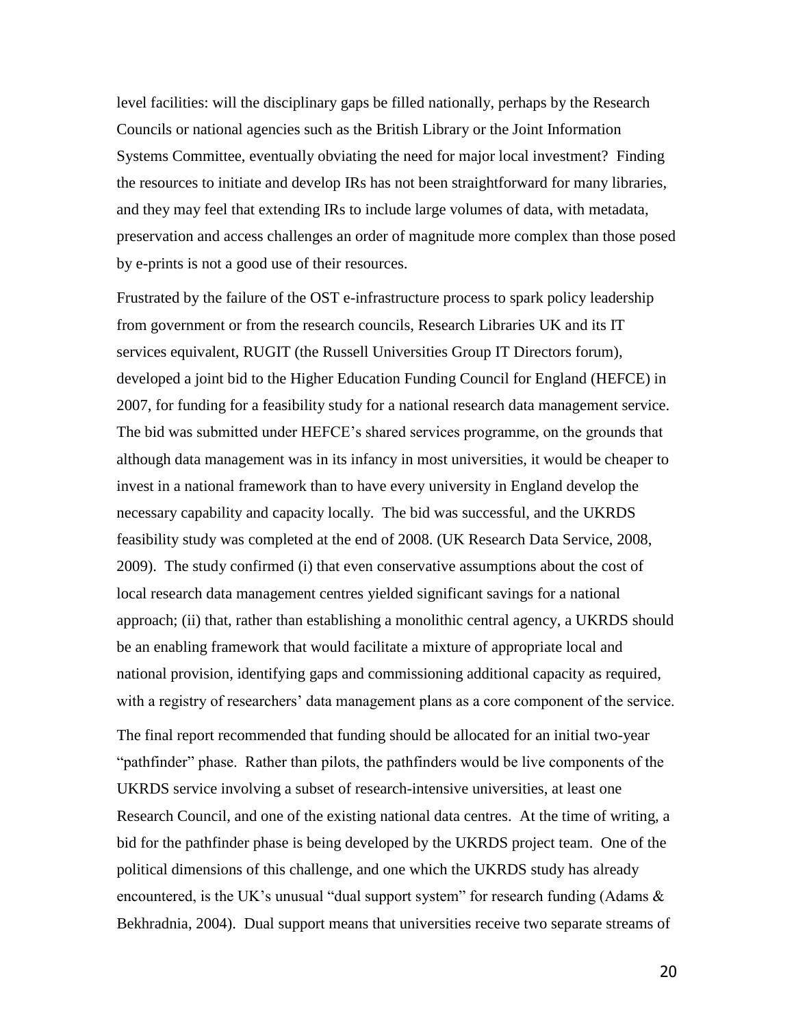level facilities: will the disciplinary gaps be filled nationally, perhaps by the Research Councils or national agencies such as the British Library or the Joint Information Systems Committee, eventually obviating the need for major local investment? Finding the resources to initiate and develop IRs has not been straightforward for many libraries, and they may feel that extending IRs to include large volumes of data, with metadata, preservation and access challenges an order of magnitude more complex than those posed by e-prints is not a good use of their resources.

Frustrated by the failure of the OST e-infrastructure process to spark policy leadership from government or from the research councils, Research Libraries UK and its IT services equivalent, RUGIT (the Russell Universities Group IT Directors forum), developed a joint bid to the Higher Education Funding Council for England (HEFCE) in 2007, for funding for a feasibility study for a national research data management service. The bid was submitted under HEFCE's shared services programme, on the grounds that although data management was in its infancy in most universities, it would be cheaper to invest in a national framework than to have every university in England develop the necessary capability and capacity locally. The bid was successful, and the UKRDS feasibility study was completed at the end of 2008. (UK Research Data Service, 2008, 2009). The study confirmed (i) that even conservative assumptions about the cost of local research data management centres yielded significant savings for a national approach; (ii) that, rather than establishing a monolithic central agency, a UKRDS should be an enabling framework that would facilitate a mixture of appropriate local and national provision, identifying gaps and commissioning additional capacity as required, with a registry of researchers' data management plans as a core component of the service.

The final report recommended that funding should be allocated for an initial two-year "pathfinder" phase. Rather than pilots, the pathfinders would be live components of the UKRDS service involving a subset of research-intensive universities, at least one Research Council, and one of the existing national data centres. At the time of writing, a bid for the pathfinder phase is being developed by the UKRDS project team. One of the political dimensions of this challenge, and one which the UKRDS study has already encountered, is the UK's unusual "dual support system" for research funding (Adams & Bekhradnia, 2004). Dual support means that universities receive two separate streams of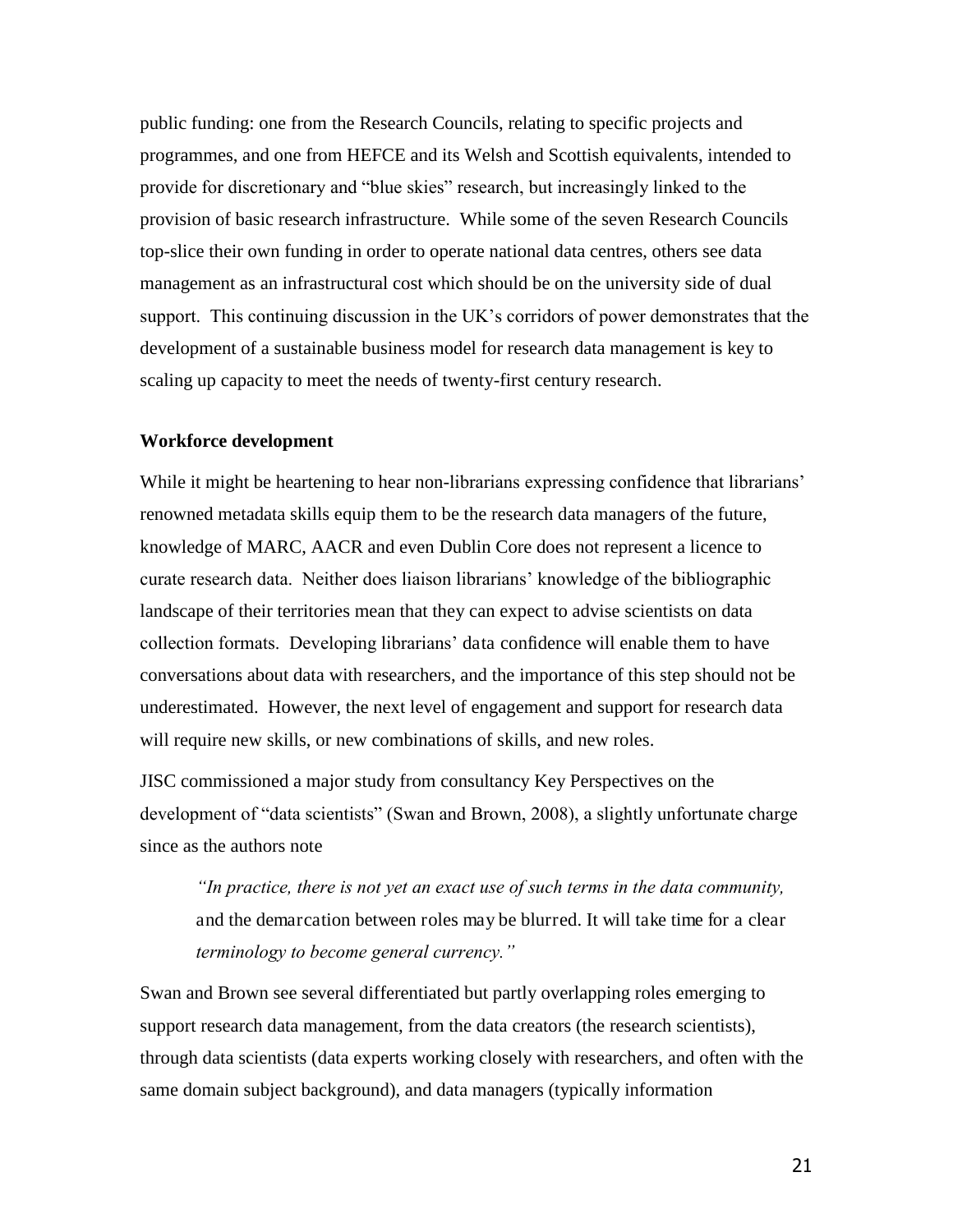public funding: one from the Research Councils, relating to specific projects and programmes, and one from HEFCE and its Welsh and Scottish equivalents, intended to provide for discretionary and "blue skies" research, but increasingly linked to the provision of basic research infrastructure. While some of the seven Research Councils top-slice their own funding in order to operate national data centres, others see data management as an infrastructural cost which should be on the university side of dual support. This continuing discussion in the UK's corridors of power demonstrates that the development of a sustainable business model for research data management is key to scaling up capacity to meet the needs of twenty-first century research.

**Workforce development**

While it might be heartening to hear non-librarians expressing confidence that librarians' renowned metadata skills equip them to be the research data managers of the future, knowledge of MARC, AACR and even Dublin Core does not represent a licence to curate research data. Neither does liaison librarians' knowledge of the bibliographic landscape of their territories mean that they can expect to advise scientists on data collection formats. Developing librarians' data confidence will enable them to have conversations about data with researchers, and the importance of this step should not be underestimated. However, the next level of engagement and support for research data will require new skills, or new combinations of skills, and new roles.

JISC commissioned a major study from consultancy Key Perspectives on the development of "data scientists" (Swan and Brown, 2008), a slightly unfortunate charge since as the authors note

> *"In practice, there is not yet an exact use of such terms in the data community,* and the demarcation between roles may be blurred. It will take time for a clear *terminology to become general currency."*

Swan and Brown see several differentiated but partly overlapping roles emerging to support research data management, from the data creators (the research scientists), through data scientists (data experts working closely with researchers, and often with the same domain subject background), and data managers (typically information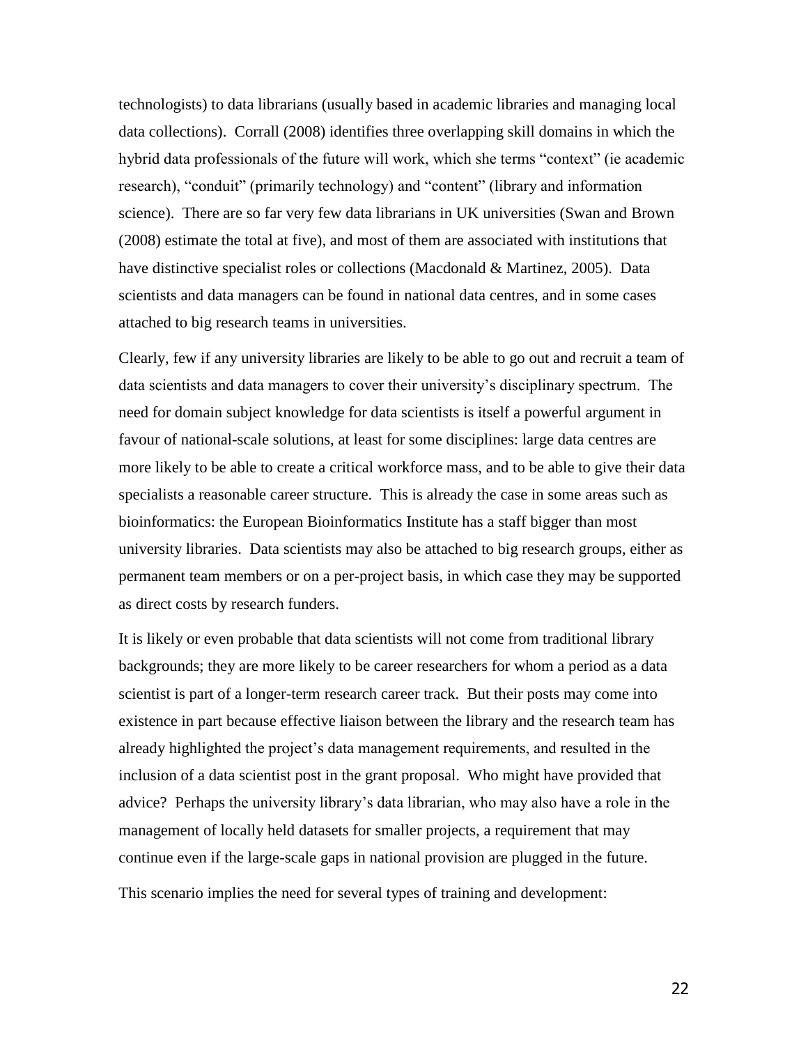technologists) to data librarians (usually based in academic libraries and managing local data collections). Corrall (2008) identifies three overlapping skill domains in which the hybrid data professionals of the future will work, which she terms "context" (ie academic research), "conduit" (primarily technology) and "content" (library and information science). There are so far very few data librarians in UK universities (Swan and Brown (2008) estimate the total at five), and most of them are associated with institutions that have distinctive specialist roles or collections (Macdonald & Martinez, 2005). Data scientists and data managers can be found in national data centres, and in some cases attached to big research teams in universities.

Clearly, few if any university libraries are likely to be able to go out and recruit a team of data scientists and data managers to cover their university's disciplinary spectrum. The need for domain subject knowledge for data scientists is itself a powerful argument in favour of national-scale solutions, at least for some disciplines: large data centres are more likely to be able to create a critical workforce mass, and to be able to give their data specialists a reasonable career structure. This is already the case in some areas such as bioinformatics: the European Bioinformatics Institute has a staff bigger than most university libraries. Data scientists may also be attached to big research groups, either as permanent team members or on a per-project basis, in which case they may be supported as direct costs by research funders.

It is likely or even probable that data scientists will not come from traditional library backgrounds; they are more likely to be career researchers for whom a period as a data scientist is part of a longer-term research career track. But their posts may come into existence in part because effective liaison between the library and the research team has already highlighted the project's data management requirements, and resulted in the inclusion of a data scientist post in the grant proposal. Who might have provided that advice? Perhaps the university library's data librarian, who may also have a role in the management of locally held datasets for smaller projects, a requirement that may continue even if the large-scale gaps in national provision are plugged in the future.

This scenario implies the need for several types of training and development: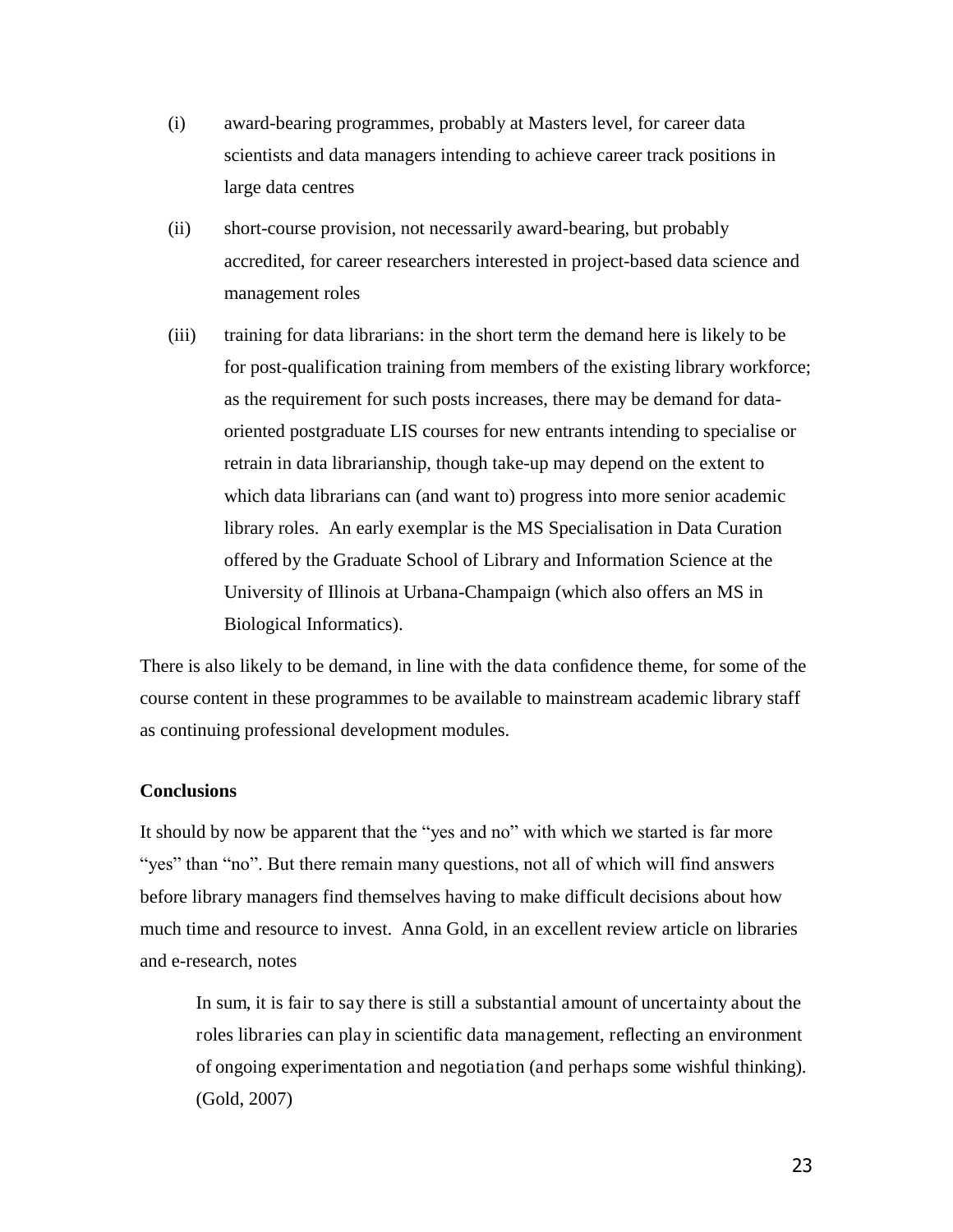(i) award-bearing programmes, probably at Masters level, for career data scientists and data managers intending to achieve career track positions in large data centres

(ii) short-course provision, not necessarily award-bearing, but probably accredited, for career researchers interested in project-based data science and management roles

(iii) training for data librarians: in the short term the demand here is likely to be for post-qualification training from members of the existing library workforce; as the requirement for such posts increases, there may be demand for data-oriented postgraduate LIS courses for new entrants intending to specialise or retrain in data librarianship, though take-up may depend on the extent to which data librarians can (and want to) progress into more senior academic library roles. An early exemplar is the MS Specialisation in Data Curation offered by the Graduate School of Library and Information Science at the University of Illinois at Urbana-Champaign (which also offers an MS in Biological Informatics).

There is also likely to be demand, in line with the data confidence theme, for some of the course content in these programmes to be available to mainstream academic library staff as continuing professional development modules.

**Conclusions**

It should by now be apparent that the "yes and no" with which we started is far more "yes" than "no". But there remain many questions, not all of which will find answers before library managers find themselves having to make difficult decisions about how much time and resource to invest. Anna Gold, in an excellent review article on libraries and e-research, notes

> In sum, it is fair to say there is still a substantial amount of uncertainty about the roles libraries can play in scientific data management, reflecting an environment of ongoing experimentation and negotiation (and perhaps some wishful thinking). (Gold, 2007)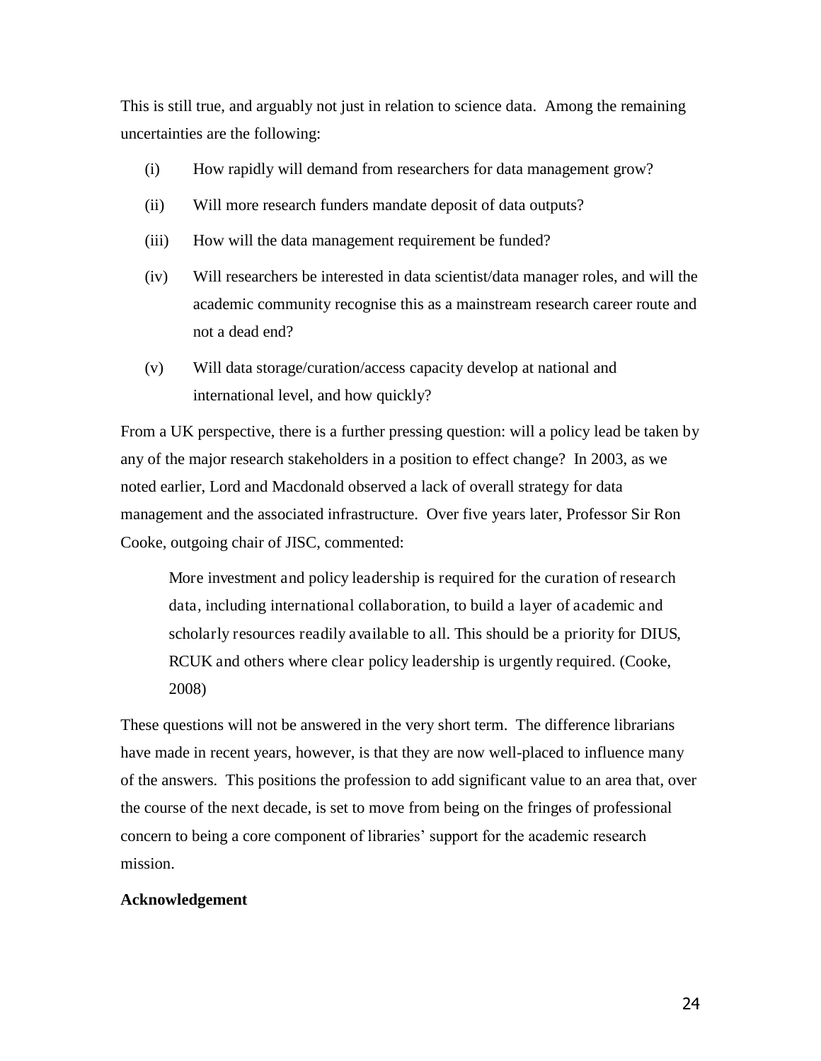This is still true, and arguably not just in relation to science data. Among the remaining uncertainties are the following:

(i) How rapidly will demand from researchers for data management grow?

(ii) Will more research funders mandate deposit of data outputs?

(iii) How will the data management requirement be funded?

(iv) Will researchers be interested in data scientist/data manager roles, and will the academic community recognise this as a mainstream research career route and not a dead end?

(v) Will data storage/curation/access capacity develop at national and international level, and how quickly?

From a UK perspective, there is a further pressing question: will a policy lead be taken by any of the major research stakeholders in a position to effect change? In 2003, as we noted earlier, Lord and Macdonald observed a lack of overall strategy for data management and the associated infrastructure. Over five years later, Professor Sir Ron Cooke, outgoing chair of JISC, commented:

> More investment and policy leadership is required for the curation of research data, including international collaboration, to build a layer of academic and scholarly resources readily available to all. This should be a priority for DIUS, RCUK and others where clear policy leadership is urgently required. (Cooke, 2008)

These questions will not be answered in the very short term. The difference librarians have made in recent years, however, is that they are now well-placed to influence many of the answers. This positions the profession to add significant value to an area that, over the course of the next decade, is set to move from being on the fringes of professional concern to being a core component of libraries' support for the academic research mission.

**Acknowledgement**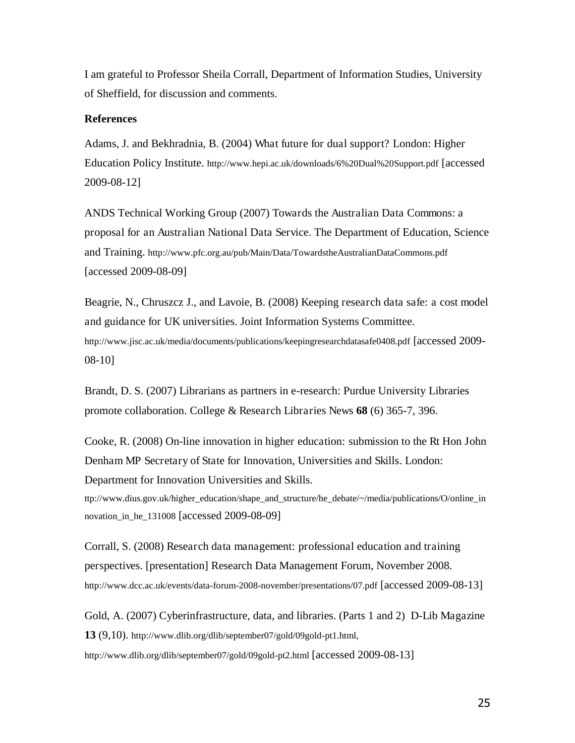I am grateful to Professor Sheila Corrall, Department of Information Studies, University of Sheffield, for discussion and comments.

**References**

Adams, J. and Bekhradnia, B. (2004) What future for dual support? London: Higher Education Policy Institute. http://www.hepi.ac.uk/downloads/6%20Dual%20Support.pdf [accessed 2009-08-12]

ANDS Technical Working Group (2007) Towards the Australian Data Commons: a proposal for an Australian National Data Service. The Department of Education, Science and Training. http://www.pfc.org.au/pub/Main/Data/TowardstheAustralianDataCommons.pdf [accessed 2009-08-09]

Beagrie, N., Chruszcz J., and Lavoie, B. (2008) Keeping research data safe: a cost model and guidance for UK universities. Joint Information Systems Committee. http://www.jisc.ac.uk/media/documents/publications/keepingresearchdatasafe0408.pdf [accessed 2009-08-10]

Brandt, D. S. (2007) Librarians as partners in e-research: Purdue University Libraries promote collaboration. College & Research Libraries News **68** (6) 365-7, 396.

Cooke, R. (2008) On-line innovation in higher education: submission to the Rt Hon John Denham MP Secretary of State for Innovation, Universities and Skills. London: Department for Innovation Universities and Skills. ttp://www.dius.gov.uk/higher_education/shape_and_structure/he_debate/~/media/publications/O/online_innovation_in_he_131008 [accessed 2009-08-09]

Corrall, S. (2008) Research data management: professional education and training perspectives. [presentation] Research Data Management Forum, November 2008. http://www.dcc.ac.uk/events/data-forum-2008-november/presentations/07.pdf [accessed 2009-08-13]

Gold, A. (2007) Cyberinfrastructure, data, and libraries. (Parts 1 and 2) D-Lib Magazine **13** (9,10). http://www.dlib.org/dlib/september07/gold/09gold-pt1.html, http://www.dlib.org/dlib/september07/gold/09gold-pt2.html [accessed 2009-08-13]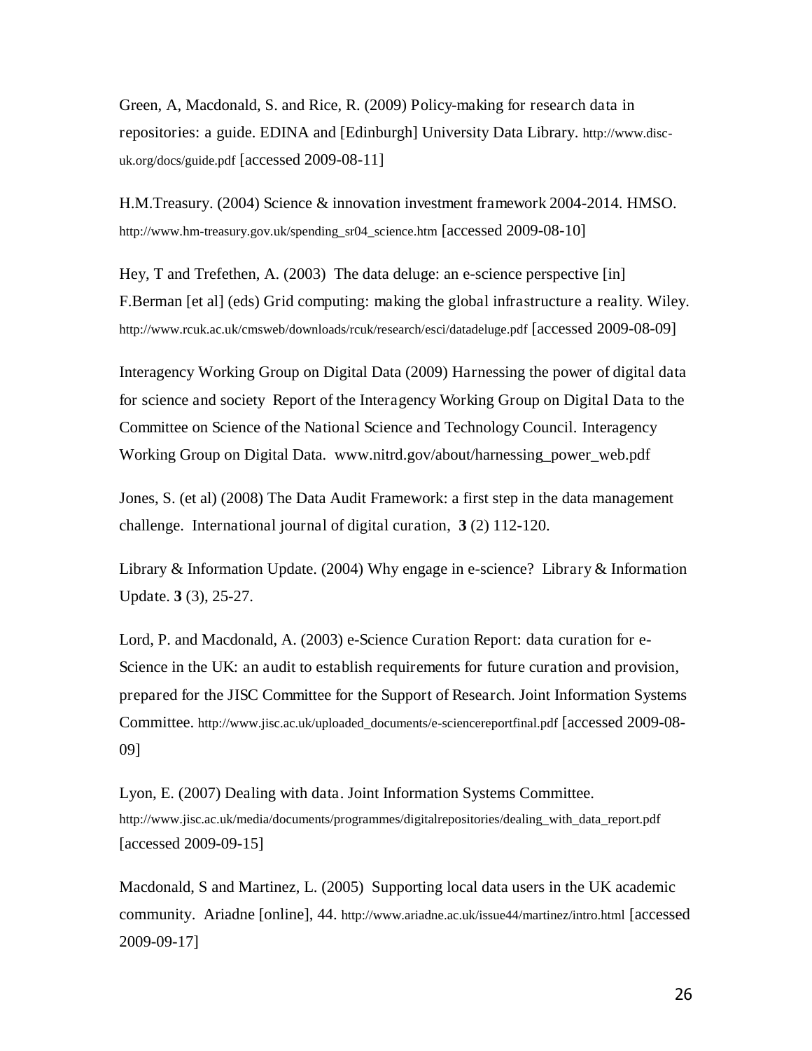Green, A, Macdonald, S. and Rice, R. (2009) Policy-making for research data in repositories: a guide. EDINA and [Edinburgh] University Data Library. http://www.disc-uk.org/docs/guide.pdf [accessed 2009-08-11]

H.M.Treasury. (2004) Science & innovation investment framework 2004-2014. HMSO. http://www.hm-treasury.gov.uk/spending_sr04_science.htm [accessed 2009-08-10]

Hey, T and Trefethen, A. (2003) The data deluge: an e-science perspective [in] F.Berman [et al] (eds) Grid computing: making the global infrastructure a reality. Wiley. http://www.rcuk.ac.uk/cmsweb/downloads/rcuk/research/esci/datadeluge.pdf [accessed 2009-08-09]

Interagency Working Group on Digital Data (2009) Harnessing the power of digital data for science and society Report of the Interagency Working Group on Digital Data to the Committee on Science of the National Science and Technology Council. Interagency Working Group on Digital Data. www.nitrd.gov/about/harnessing_power_web.pdf

Jones, S. (et al) (2008) The Data Audit Framework: a first step in the data management challenge. International journal of digital curation, **3** (2) 112-120.

Library & Information Update. (2004) Why engage in e-science? Library & Information Update. **3** (3), 25-27.

Lord, P. and Macdonald, A. (2003) e-Science Curation Report: data curation for e-Science in the UK: an audit to establish requirements for future curation and provision, prepared for the JISC Committee for the Support of Research. Joint Information Systems Committee. http://www.jisc.ac.uk/uploaded_documents/e-sciencereportfinal.pdf [accessed 2009-08-09]

Lyon, E. (2007) Dealing with data. Joint Information Systems Committee. http://www.jisc.ac.uk/media/documents/programmes/digitalrepositories/dealing_with_data_report.pdf [accessed 2009-09-15]

Macdonald, S and Martinez, L. (2005) Supporting local data users in the UK academic community. Ariadne [online], 44. http://www.ariadne.ac.uk/issue44/martinez/intro.html [accessed 2009-09-17]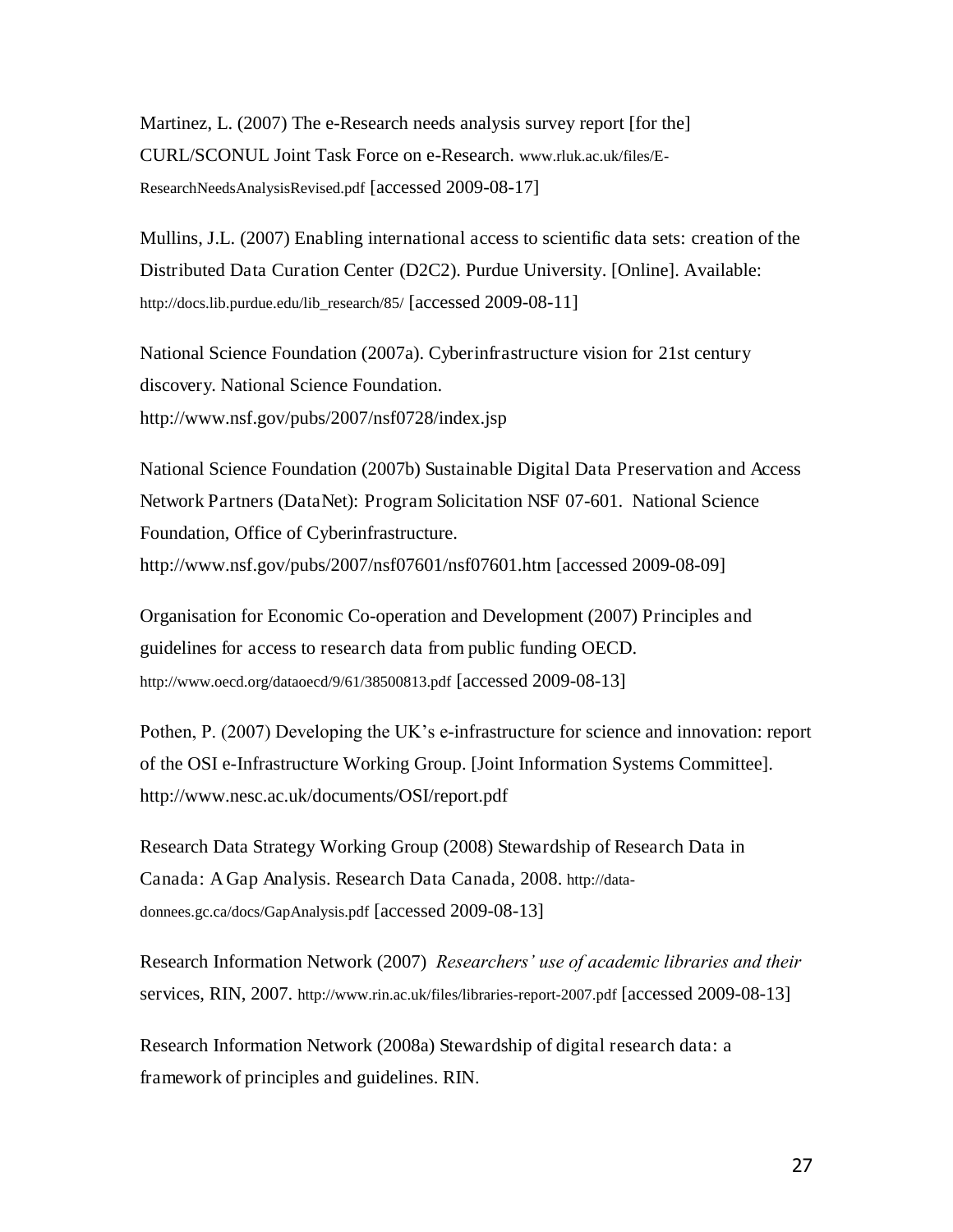Martinez, L. (2007) The e-Research needs analysis survey report [for the] CURL/SCONUL Joint Task Force on e-Research. www.rluk.ac.uk/files/E-ResearchNeedsAnalysisRevised.pdf [accessed 2009-08-17]

Mullins, J.L. (2007) Enabling international access to scientific data sets: creation of the Distributed Data Curation Center (D2C2). Purdue University. [Online]. Available: http://docs.lib.purdue.edu/lib_research/85/ [accessed 2009-08-11]

National Science Foundation (2007a). Cyberinfrastructure vision for 21st century discovery. National Science Foundation. http://www.nsf.gov/pubs/2007/nsf0728/index.jsp

National Science Foundation (2007b) Sustainable Digital Data Preservation and Access Network Partners (DataNet): Program Solicitation NSF 07-601. National Science Foundation, Office of Cyberinfrastructure. http://www.nsf.gov/pubs/2007/nsf07601/nsf07601.htm [accessed 2009-08-09]

Organisation for Economic Co-operation and Development (2007) Principles and guidelines for access to research data from public funding OECD. http://www.oecd.org/dataoecd/9/61/38500813.pdf [accessed 2009-08-13]

Pothen, P. (2007) Developing the UK's e-infrastructure for science and innovation: report of the OSI e-Infrastructure Working Group. [Joint Information Systems Committee]. http://www.nesc.ac.uk/documents/OSI/report.pdf

Research Data Strategy Working Group (2008) Stewardship of Research Data in Canada: A Gap Analysis. Research Data Canada, 2008. http://data-donnees.gc.ca/docs/GapAnalysis.pdf [accessed 2009-08-13]

Research Information Network (2007) *Researchers' use of academic libraries and their* services, RIN, 2007. http://www.rin.ac.uk/files/libraries-report-2007.pdf [accessed 2009-08-13]

Research Information Network (2008a) Stewardship of digital research data: a framework of principles and guidelines. RIN.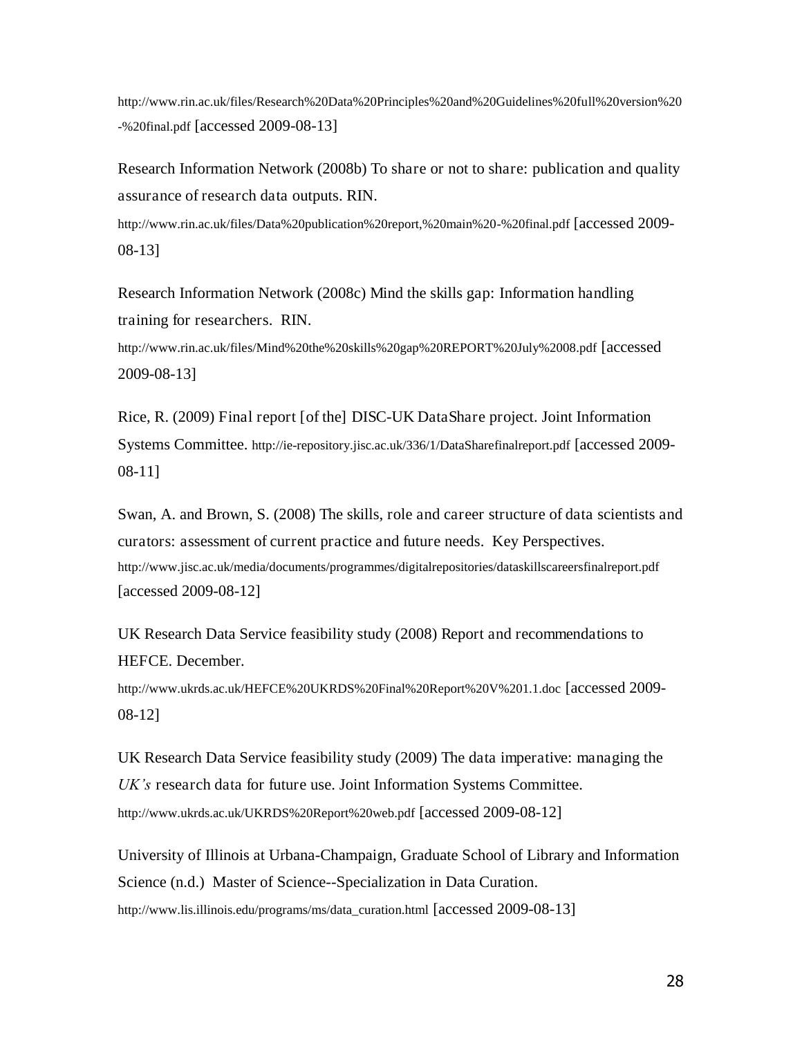http://www.rin.ac.uk/files/Research%20Data%20Principles%20and%20Guidelines%20full%20version%20-%20final.pdf [accessed 2009-08-13]

Research Information Network (2008b) To share or not to share: publication and quality assurance of research data outputs. RIN.
http://www.rin.ac.uk/files/Data%20publication%20report,%20main%20-%20final.pdf [accessed 2009-08-13]

Research Information Network (2008c) Mind the skills gap: Information handling training for researchers. RIN.
http://www.rin.ac.uk/files/Mind%20the%20skills%20gap%20REPORT%20July%2008.pdf [accessed 2009-08-13]

Rice, R. (2009) Final report [of the] DISC-UK DataShare project. Joint Information Systems Committee. http://ie-repository.jisc.ac.uk/336/1/DataSharefinalreport.pdf [accessed 2009-08-11]

Swan, A. and Brown, S. (2008) The skills, role and career structure of data scientists and curators: assessment of current practice and future needs. Key Perspectives.
http://www.jisc.ac.uk/media/documents/programmes/digitalrepositories/dataskillscareersfinalreport.pdf [accessed 2009-08-12]

UK Research Data Service feasibility study (2008) Report and recommendations to HEFCE. December.
http://www.ukrds.ac.uk/HEFCE%20UKRDS%20Final%20Report%20V%201.1.doc [accessed 2009-08-12]

UK Research Data Service feasibility study (2009) The data imperative: managing the *UK's* research data for future use. Joint Information Systems Committee.
http://www.ukrds.ac.uk/UKRDS%20Report%20web.pdf [accessed 2009-08-12]

University of Illinois at Urbana-Champaign, Graduate School of Library and Information Science (n.d.) Master of Science--Specialization in Data Curation.
http://www.lis.illinois.edu/programs/ms/data_curation.html [accessed 2009-08-13]